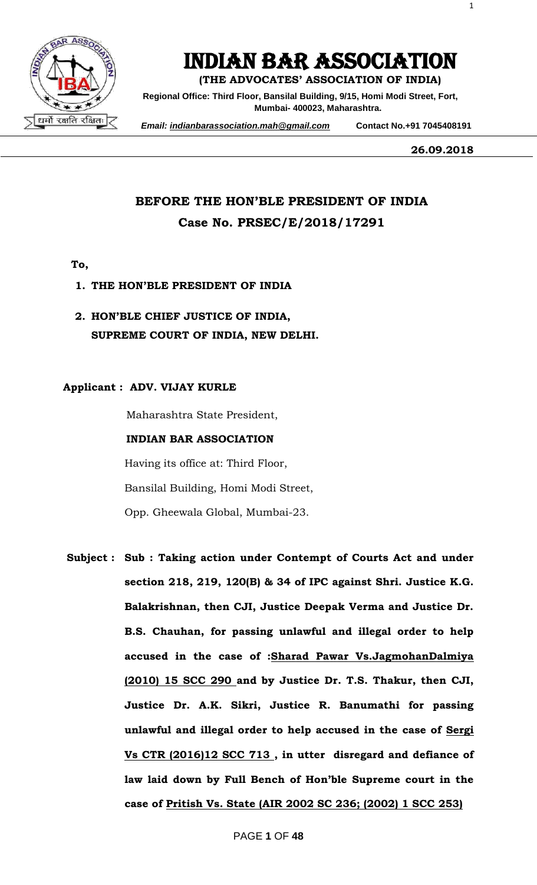# INDIAN BAR ASSOCIATION

**(THE ADVOCATES' ASSOCIATION OF INDIA)**

**Regional Office: Third Floor, Bansilal Building, 9/15, Homi Modi Street, Fort, Mumbai- 400023, Maharashtra.**

*Email: indianbarassociation.mah@gmail.com* **Contact No.+91 7045408191**

**26.09.2018**

## BEFORE THE HON'BLE PRESIDENT OF INDIA

## Case No. PRSEC/E/2018/17291

**To,**

1. **THE HON'BLE PRESIDENT OF INDIA**
2. **HON'BLE CHIEF JUSTICE OF INDIA, SUPREME COURT OF INDIA, NEW DELHI.**

**Applicant : ADV. VIJAY KURLE**

Maharashtra State President,

**INDIAN BAR ASSOCIATION**

Having its office at: Third Floor,

Bansilal Building, Homi Modi Street,

Opp. Gheewala Global, Mumbai-23.

**Subject : Sub : Taking action under Contempt of Courts Act and under section 218, 219, 120(B) & 34 of IPC against Shri. Justice K.G. Balakrishnan, then CJI, Justice Deepak Verma and Justice Dr. B.S. Chauhan, for passing unlawful and illegal order to help accused in the case of :<u>Sharad Pawar Vs.JagmohanDalmiya (2010) 15 SCC 290</u> and by Justice Dr. T.S. Thakur, then CJI, Justice Dr. A.K. Sikri, Justice R. Banumathi for passing unlawful and illegal order to help accused in the case of <u>Sergi Vs CTR (2016)12 SCC 713</u> , in utter disregard and defiance of law laid down by Full Bench of Hon'ble Supreme court in the case of <u>Pritish Vs. State (AIR 2002 SC 236; (2002) 1 SCC 253)</u>**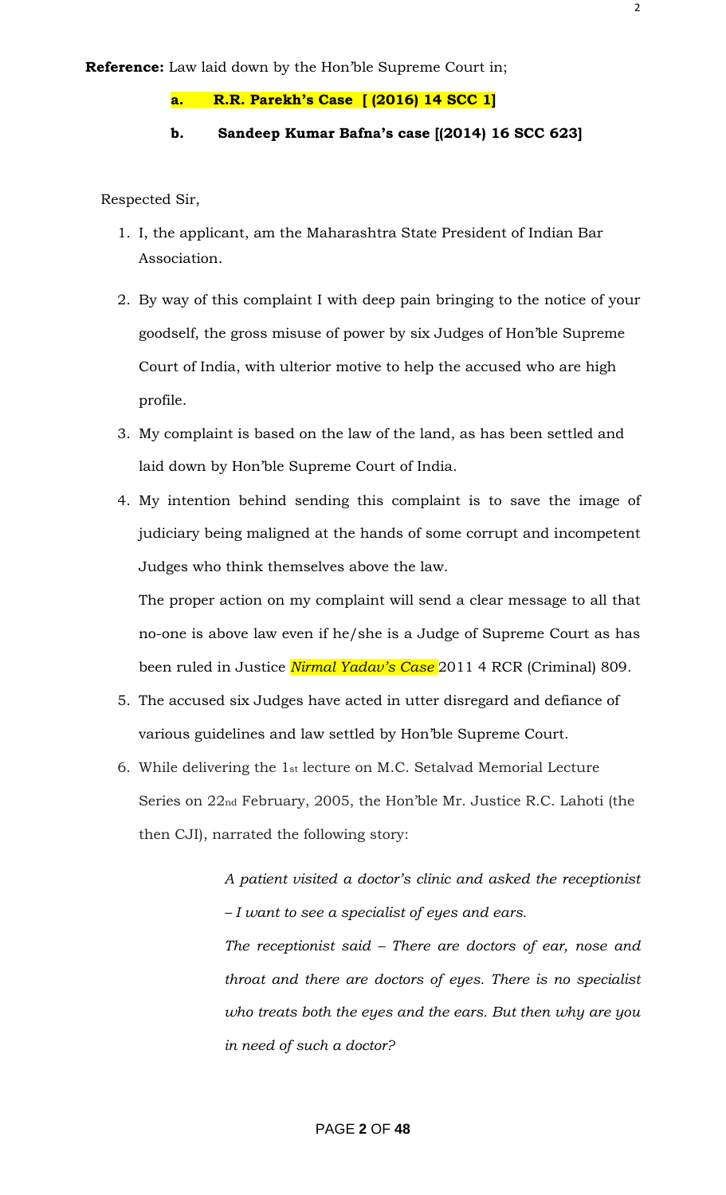**Reference:** Law laid down by the Hon'ble Supreme Court in;

**a. R.R. Parekh's Case [ (2016) 14 SCC 1]**

**b. Sandeep Kumar Bafna's case [(2014) 16 SCC 623]**

Respected Sir,

1. I, the applicant, am the Maharashtra State President of Indian Bar Association.

2. By way of this complaint I with deep pain bringing to the notice of your goodself, the gross misuse of power by six Judges of Hon'ble Supreme Court of India, with ulterior motive to help the accused who are high profile.

3. My complaint is based on the law of the land, as has been settled and laid down by Hon'ble Supreme Court of India.

4. My intention behind sending this complaint is to save the image of judiciary being maligned at the hands of some corrupt and incompetent Judges who think themselves above the law.

   The proper action on my complaint will send a clear message to all that no-one is above law even if he/she is a Judge of Supreme Court as has been ruled in Justice *Nirmal Yadav's Case* 2011 4 RCR (Criminal) 809.

5. The accused six Judges have acted in utter disregard and defiance of various guidelines and law settled by Hon'ble Supreme Court.

6. While delivering the 1st lecture on M.C. Setalvad Memorial Lecture Series on 22nd February, 2005, the Hon'ble Mr. Justice R.C. Lahoti (the then CJI), narrated the following story:

   > *A patient visited a doctor's clinic and asked the receptionist – I want to see a specialist of eyes and ears.*
   >
   > *The receptionist said – There are doctors of ear, nose and throat and there are doctors of eyes. There is no specialist who treats both the eyes and the ears. But then why are you in need of such a doctor?*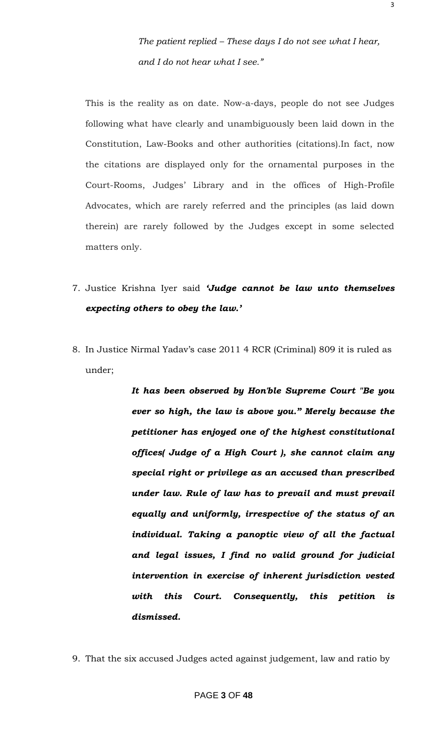*The patient replied – These days I do not see what I hear, and I do not hear what I see."*

This is the reality as on date. Now-a-days, people do not see Judges following what have clearly and unambiguously been laid down in the Constitution, Law-Books and other authorities (citations).In fact, now the citations are displayed only for the ornamental purposes in the Court-Rooms, Judges' Library and in the offices of High-Profile Advocates, which are rarely referred and the principles (as laid down therein) are rarely followed by the Judges except in some selected matters only.

7. Justice Krishna Iyer said ***'Judge cannot be law unto themselves expecting others to obey the law.'***

8. In Justice Nirmal Yadav's case 2011 4 RCR (Criminal) 809 it is ruled as under;

> ***It has been observed by Hon'ble Supreme Court "Be you ever so high, the law is above you." Merely because the petitioner has enjoyed one of the highest constitutional offices( Judge of a High Court ), she cannot claim any special right or privilege as an accused than prescribed under law. Rule of law has to prevail and must prevail equally and uniformly, irrespective of the status of an individual. Taking a panoptic view of all the factual and legal issues, I find no valid ground for judicial intervention in exercise of inherent jurisdiction vested with this Court. Consequently, this petition is dismissed.***

9. That the six accused Judges acted against judgement, law and ratio by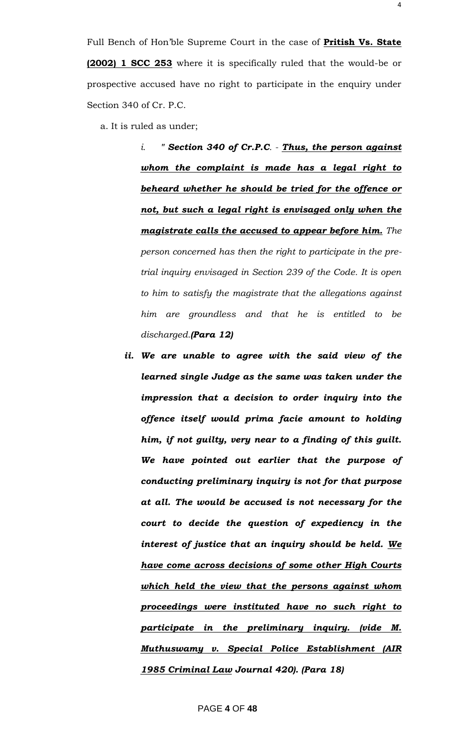Full Bench of Hon'ble Supreme Court in the case of **<u>Pritish Vs. State (2002) 1 SCC 253</u>** where it is specifically ruled that the would-be or prospective accused have no right to participate in the enquiry under Section 340 of Cr. P.C.

a. It is ruled as under;

> i. *" **Section 340 of Cr.P.C**. - **<u>Thus, the person against whom the complaint is made has a legal right to beheard whether he should be tried for the offence or not, but such a legal right is envisaged only when the magistrate calls the accused to appear before him.</u>** The person concerned has then the right to participate in the pre-trial inquiry envisaged in Section 239 of the Code. It is open to him to satisfy the magistrate that the allegations against him are groundless and that he is entitled to be discharged.**(Para 12)***
>
> ii. ***We are unable to agree with the said view of the learned single Judge as the same was taken under the impression that a decision to order inquiry into the offence itself would prima facie amount to holding him, if not guilty, very near to a finding of this guilt. We have pointed out earlier that the purpose of conducting preliminary inquiry is not for that purpose at all. The would be accused is not necessary for the court to decide the question of expediency in the interest of justice that an inquiry should be held. <u>We have come across decisions of some other High Courts which held the view that the persons against whom proceedings were instituted have no such right to participate in the preliminary inquiry. (vide M. Muthuswamy v. Special Police Establishment (AIR 1985 Criminal Law</u> Journal 420). (Para 18)***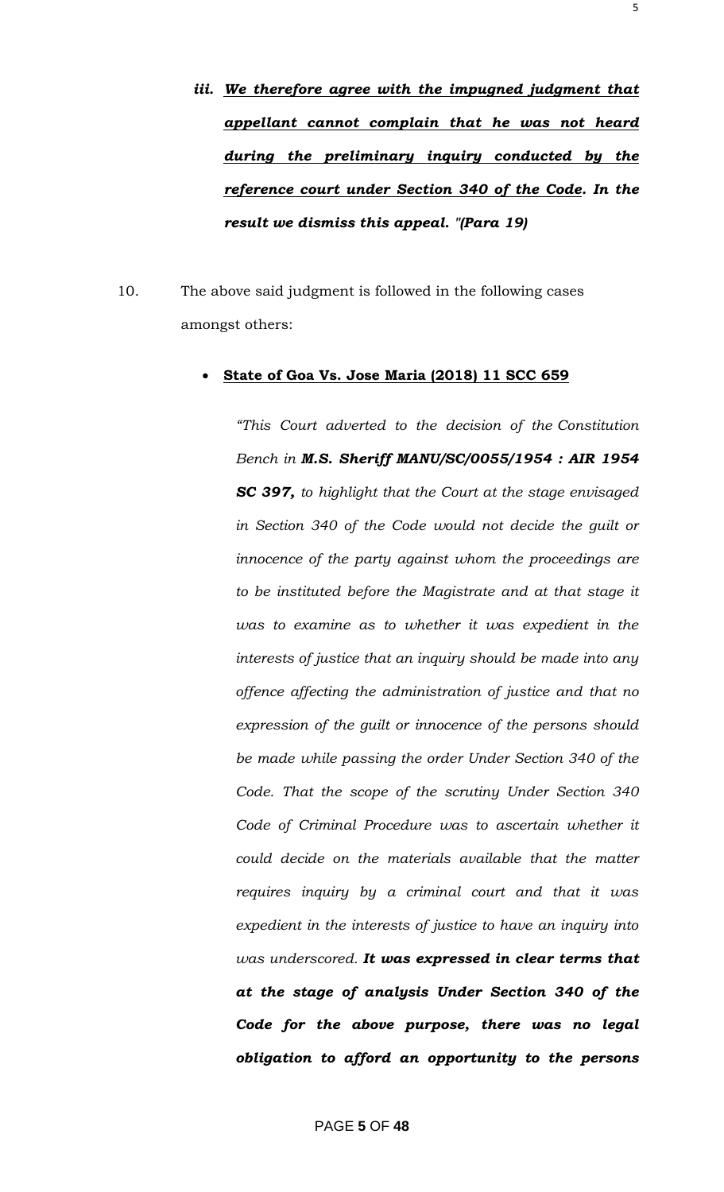*iii. <u>We therefore agree with the impugned judgment that appellant cannot complain that he was not heard during the preliminary inquiry conducted by the reference court under Section 340 of the Code</u>. In the result we dismiss this appeal. "(Para 19)*

10. The above said judgment is followed in the following cases amongst others:

- **<u>State of Goa Vs. Jose Maria (2018) 11 SCC 659</u>**

  *"This Court adverted to the decision of the Constitution Bench in **M.S. Sheriff MANU/SC/0055/1954 : AIR 1954 SC 397,** to highlight that the Court at the stage envisaged in Section 340 of the Code would not decide the guilt or innocence of the party against whom the proceedings are to be instituted before the Magistrate and at that stage it was to examine as to whether it was expedient in the interests of justice that an inquiry should be made into any offence affecting the administration of justice and that no expression of the guilt or innocence of the persons should be made while passing the order Under Section 340 of the Code. That the scope of the scrutiny Under Section 340 Code of Criminal Procedure was to ascertain whether it could decide on the materials available that the matter requires inquiry by a criminal court and that it was expedient in the interests of justice to have an inquiry into was underscored. **It was expressed in clear terms that at the stage of analysis Under Section 340 of the Code for the above purpose, there was no legal obligation to afford an opportunity to the persons***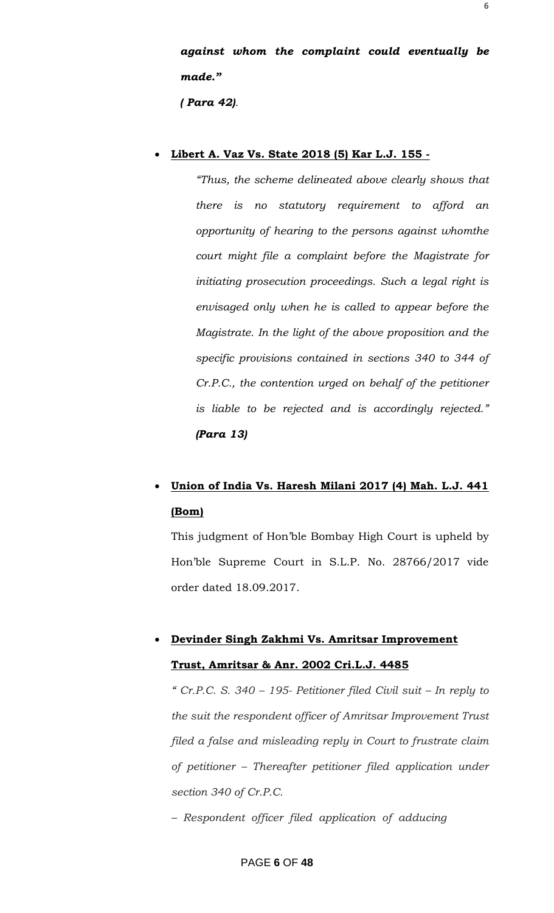***against whom the complaint could eventually be made."***

***( Para 42)**.*

- **Libert A. Vaz Vs. State 2018 (5) Kar L.J. 155 -**

  *"Thus, the scheme delineated above clearly shows that there is no statutory requirement to afford an opportunity of hearing to the persons against whomthe court might file a complaint before the Magistrate for initiating prosecution proceedings. Such a legal right is envisaged only when he is called to appear before the Magistrate. In the light of the above proposition and the specific provisions contained in sections 340 to 344 of Cr.P.C., the contention urged on behalf of the petitioner is liable to be rejected and is accordingly rejected."* ***(Para 13)***

- **Union of India Vs. Haresh Milani 2017 (4) Mah. L.J. 441 (Bom)**

  This judgment of Hon'ble Bombay High Court is upheld by Hon'ble Supreme Court in S.L.P. No. 28766/2017 vide order dated 18.09.2017.

- **Devinder Singh Zakhmi Vs. Amritsar Improvement Trust, Amritsar & Anr. 2002 Cri.L.J. 4485**

  *" Cr.P.C. S. 340 – 195- Petitioner filed Civil suit – In reply to the suit the respondent officer of Amritsar Improvement Trust filed a false and misleading reply in Court to frustrate claim of petitioner – Thereafter petitioner filed application under section 340 of Cr.P.C.*

  *– Respondent officer filed application of adducing*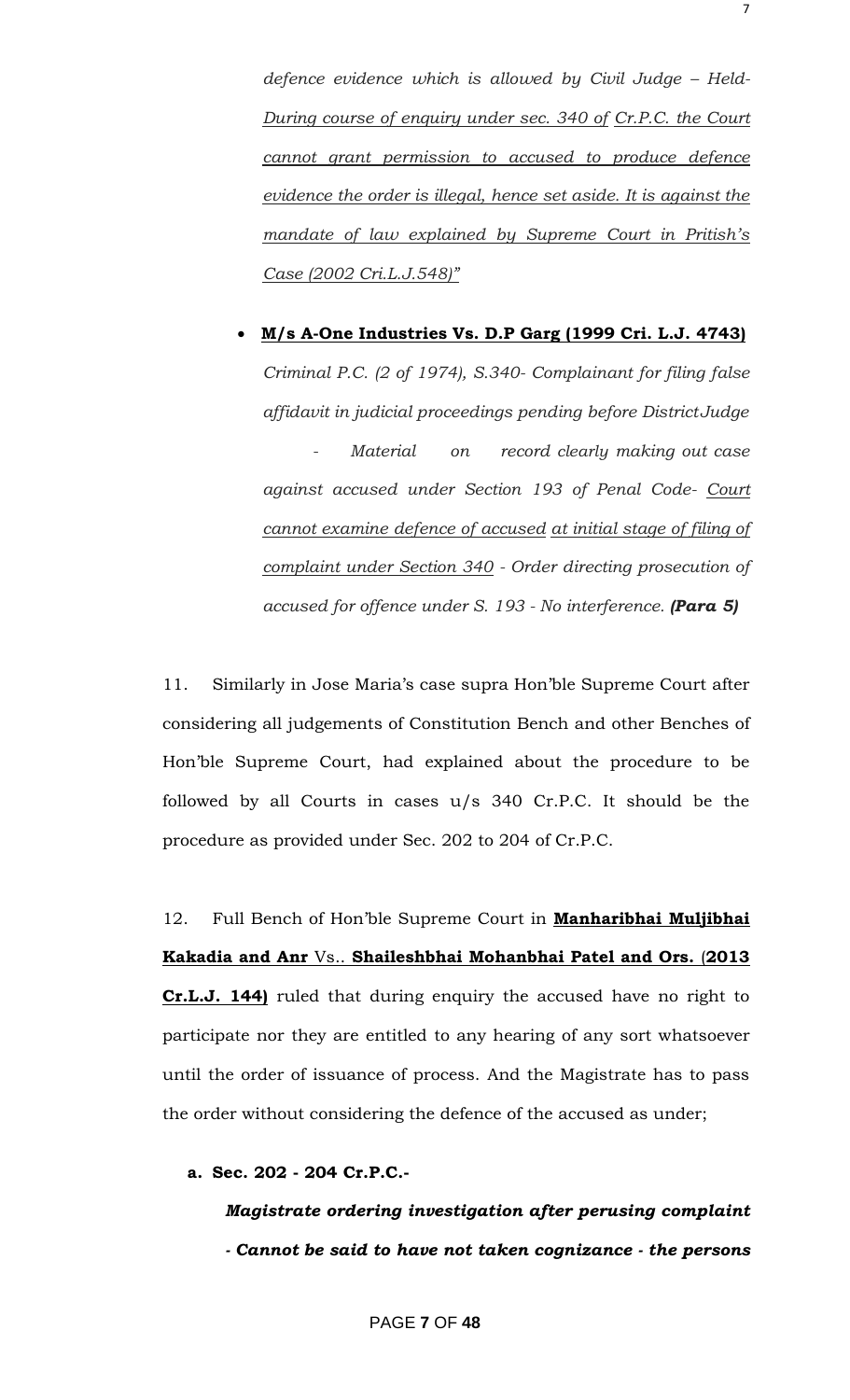*defence evidence which is allowed by Civil Judge – Held- During course of enquiry under sec. 340 of Cr.P.C. the Court cannot grant permission to accused to produce defence evidence the order is illegal, hence set aside. It is against the mandate of law explained by Supreme Court in Pritish's Case (2002 Cri.L.J.548)"*

- **M/s A-One Industries Vs. D.P Garg (1999 Cri. L.J. 4743)**

  *Criminal P.C. (2 of 1974), S.340- Complainant for filing false affidavit in judicial proceedings pending before District Judge - Material on record clearly making out case against accused under Section 193 of Penal Code- Court cannot examine defence of accused at initial stage of filing of complaint under Section 340 - Order directing prosecution of accused for offence under S. 193 - No interference.* ***(Para 5)***

11. Similarly in Jose Maria's case supra Hon'ble Supreme Court after considering all judgements of Constitution Bench and other Benches of Hon'ble Supreme Court, had explained about the procedure to be followed by all Courts in cases u/s 340 Cr.P.C. It should be the procedure as provided under Sec. 202 to 204 of Cr.P.C.

12. Full Bench of Hon'ble Supreme Court in **Manharibhai Muljibhai Kakadia and Anr** Vs.. **Shaileshbhai Mohanbhai Patel and Ors. (2013 Cr.L.J. 144)** ruled that during enquiry the accused have no right to participate nor they are entitled to any hearing of any sort whatsoever until the order of issuance of process. And the Magistrate has to pass the order without considering the defence of the accused as under;

**a. Sec. 202 - 204 Cr.P.C.-**

***Magistrate ordering investigation after perusing complaint - Cannot be said to have not taken cognizance - the persons***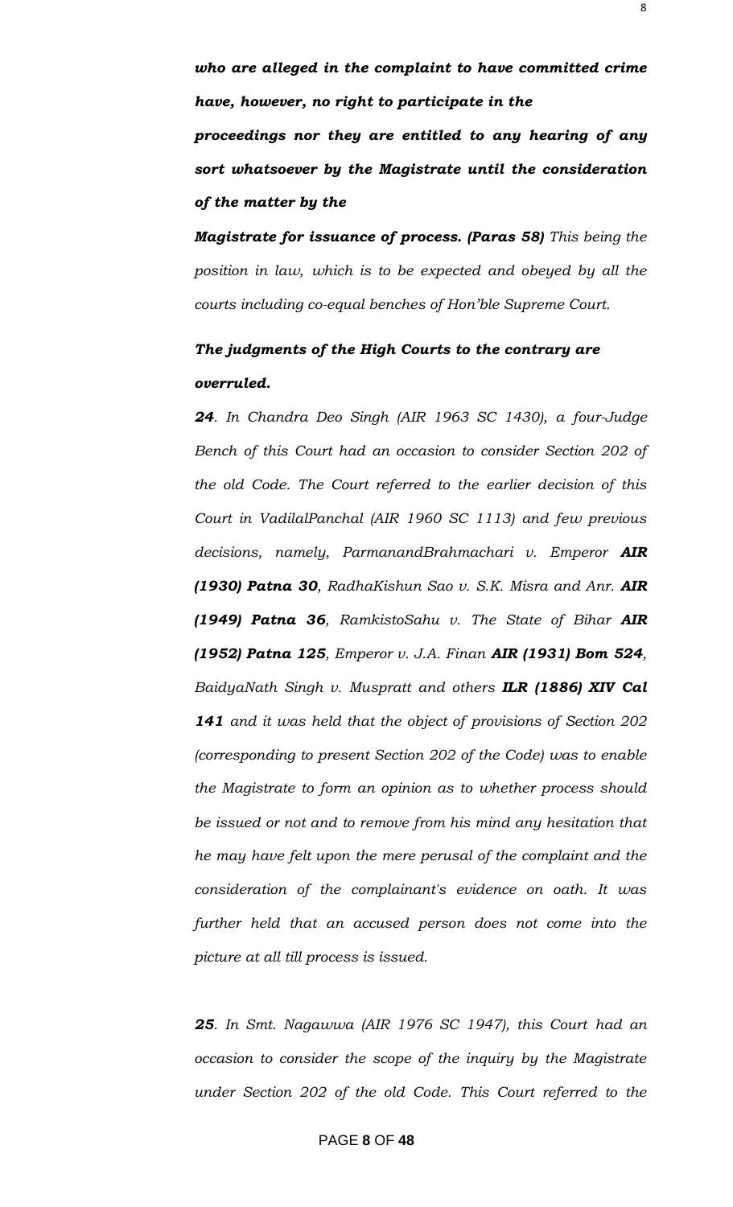***who are alleged in the complaint to have committed crime have, however, no right to participate in the proceedings nor they are entitled to any hearing of any sort whatsoever by the Magistrate until the consideration of the matter by the Magistrate for issuance of process. (Paras 58)*** *This being the position in law, which is to be expected and obeyed by all the courts including co-equal benches of Hon'ble Supreme Court.*

***The judgments of the High Courts to the contrary are overruled.***

***24***. *In Chandra Deo Singh (AIR 1963 SC 1430), a four-Judge Bench of this Court had an occasion to consider Section 202 of the old Code. The Court referred to the earlier decision of this Court in VadilalPanchal (AIR 1960 SC 1113) and few previous decisions, namely, ParmanandBrahmachari v. Emperor* ***AIR (1930) Patna 30****, RadhaKishun Sao v. S.K. Misra and Anr.* ***AIR (1949) Patna 36****, RamkistoSahu v. The State of Bihar* ***AIR (1952) Patna 125****, Emperor v. J.A. Finan* ***AIR (1931) Bom 524****, BaidyaNath Singh v. Muspratt and others* ***ILR (1886) XIV Cal 141*** *and it was held that the object of provisions of Section 202 (corresponding to present Section 202 of the Code) was to enable the Magistrate to form an opinion as to whether process should be issued or not and to remove from his mind any hesitation that he may have felt upon the mere perusal of the complaint and the consideration of the complainant's evidence on oath. It was further held that an accused person does not come into the picture at all till process is issued.*

***25***. *In Smt. Nagawwa (AIR 1976 SC 1947), this Court had an occasion to consider the scope of the inquiry by the Magistrate under Section 202 of the old Code. This Court referred to the*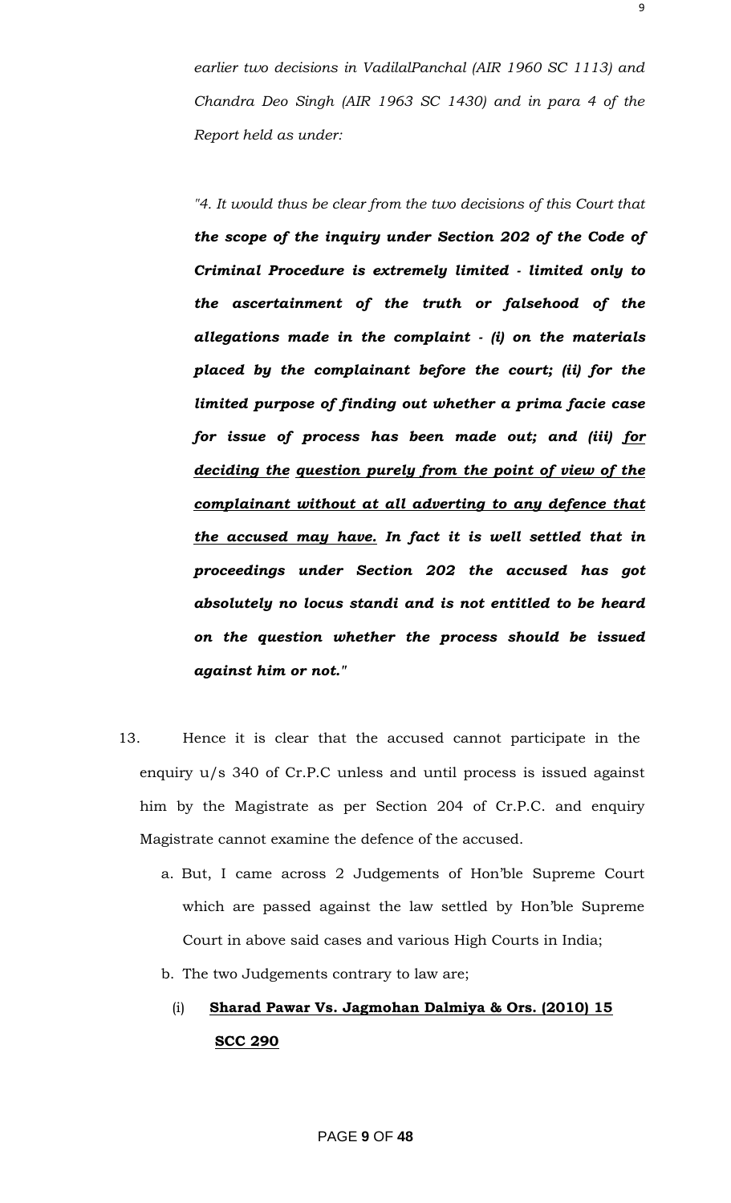*earlier two decisions in VadilalPanchal (AIR 1960 SC 1113) and Chandra Deo Singh (AIR 1963 SC 1430) and in para 4 of the Report held as under:*

*"4. It would thus be clear from the two decisions of this Court that* ***the scope of the inquiry under Section 202 of the Code of Criminal Procedure is extremely limited - limited only to the ascertainment of the truth or falsehood of the allegations made in the complaint - (i) on the materials placed by the complainant before the court; (ii) for the limited purpose of finding out whether a prima facie case for issue of process has been made out; and (iii) <u>for deciding the question purely from the point of view of the complainant without at all adverting to any defence that the accused may have.</u> In fact it is well settled that in proceedings under Section 202 the accused has got absolutely no locus standi and is not entitled to be heard on the question whether the process should be issued against him or not."***

13. Hence it is clear that the accused cannot participate in the enquiry u/s 340 of Cr.P.C unless and until process is issued against him by the Magistrate as per Section 204 of Cr.P.C. and enquiry Magistrate cannot examine the defence of the accused.

   a. But, I came across 2 Judgements of Hon'ble Supreme Court which are passed against the law settled by Hon'ble Supreme Court in above said cases and various High Courts in India;

   b. The two Judgements contrary to law are;

      (i) **<u>Sharad Pawar Vs. Jagmohan Dalmiya & Ors. (2010) 15 SCC 290</u>**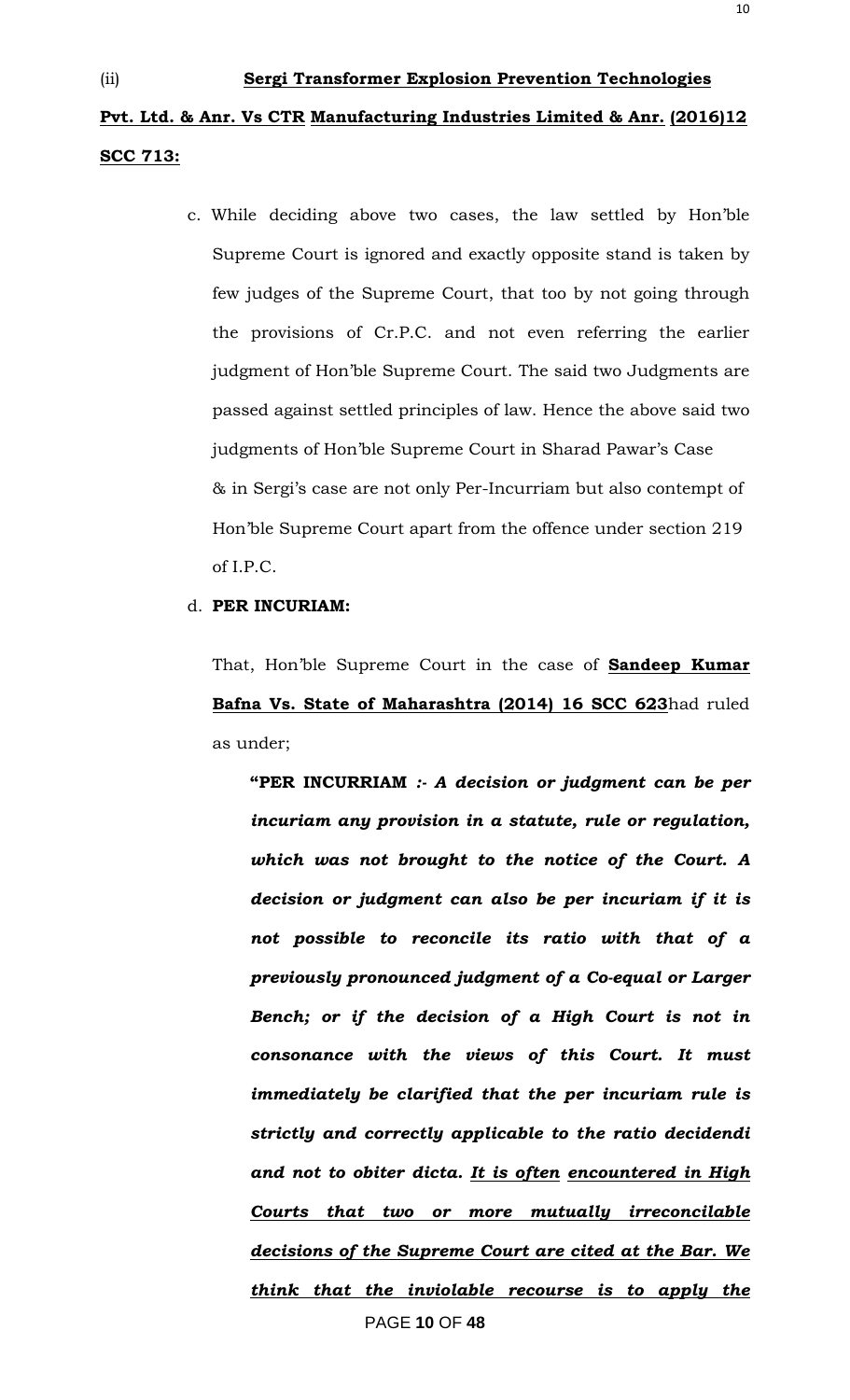(ii) **<u>Sergi Transformer Explosion Prevention Technologies Pvt. Ltd. & Anr. Vs CTR</u> <u>Manufacturing Industries Limited & Anr.</u> <u>(2016)12 SCC 713:</u>**

c. While deciding above two cases, the law settled by Hon'ble Supreme Court is ignored and exactly opposite stand is taken by few judges of the Supreme Court, that too by not going through the provisions of Cr.P.C. and not even referring the earlier judgment of Hon'ble Supreme Court. The said two Judgments are passed against settled principles of law. Hence the above said two judgments of Hon'ble Supreme Court in Sharad Pawar's Case & in Sergi's case are not only Per-Incurriam but also contempt of Hon'ble Supreme Court apart from the offence under section 219 of I.P.C.

d. **PER INCURIAM:**

That, Hon'ble Supreme Court in the case of **<u>Sandeep Kumar Bafna Vs. State of Maharashtra (2014) 16 SCC 623</u>**had ruled as under;

> **"PER INCURRIAM** ***:- A decision or judgment can be per incuriam any provision in a statute, rule or regulation, which was not brought to the notice of the Court. A decision or judgment can also be per incuriam if it is not possible to reconcile its ratio with that of a previously pronounced judgment of a Co-equal or Larger Bench; or if the decision of a High Court is not in consonance with the views of this Court. It must immediately be clarified that the per incuriam rule is strictly and correctly applicable to the ratio decidendi and not to obiter dicta. <u>It is often encountered in High Courts that two or more mutually irreconcilable decisions of the Supreme Court are cited at the Bar. We think that the inviolable recourse is to apply the</u>***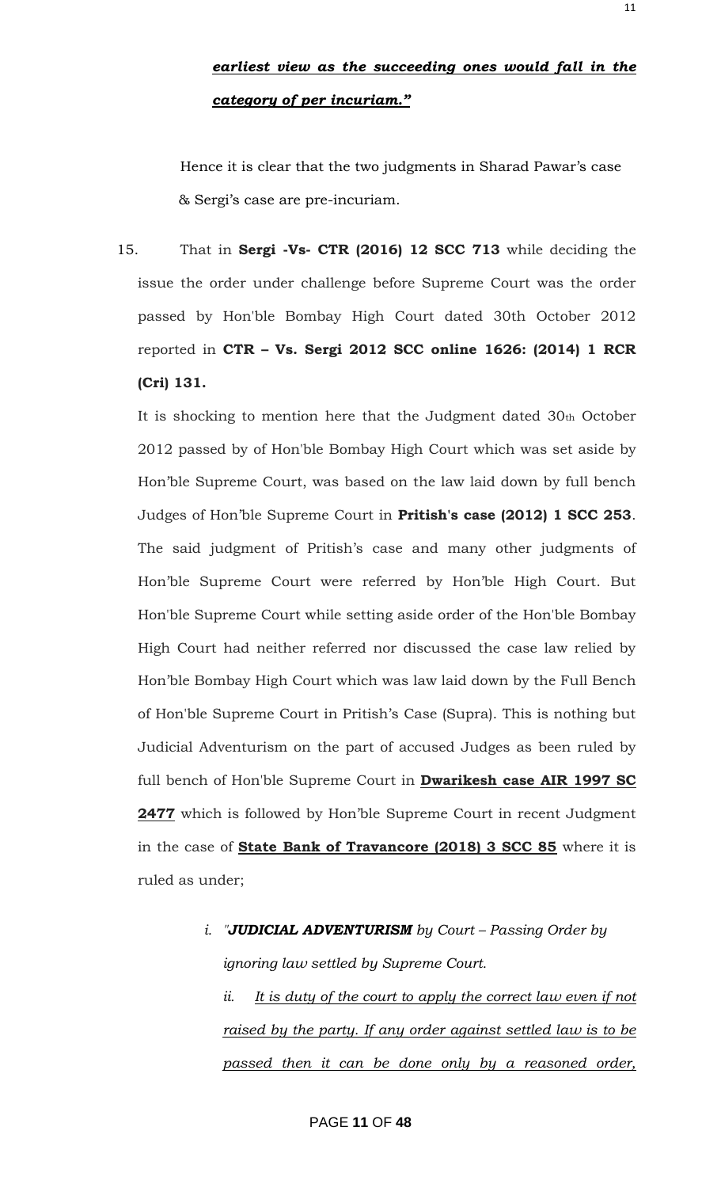***earliest view as the succeeding ones would fall in the category of per incuriam."***

Hence it is clear that the two judgments in Sharad Pawar's case & Sergi's case are pre-incuriam.

15. That in **Sergi -Vs- CTR (2016) 12 SCC 713** while deciding the issue the order under challenge before Supreme Court was the order passed by Hon'ble Bombay High Court dated 30th October 2012 reported in **CTR – Vs. Sergi 2012 SCC online 1626: (2014) 1 RCR (Cri) 131.**

It is shocking to mention here that the Judgment dated 30th October 2012 passed by of Hon'ble Bombay High Court which was set aside by Hon'ble Supreme Court, was based on the law laid down by full bench Judges of Hon'ble Supreme Court in **Pritish's case (2012) 1 SCC 253**. The said judgment of Pritish's case and many other judgments of Hon'ble Supreme Court were referred by Hon'ble High Court. But Hon'ble Supreme Court while setting aside order of the Hon'ble Bombay High Court had neither referred nor discussed the case law relied by Hon'ble Bombay High Court which was law laid down by the Full Bench of Hon'ble Supreme Court in Pritish's Case (Supra). This is nothing but Judicial Adventurism on the part of accused Judges as been ruled by full bench of Hon'ble Supreme Court in **Dwarikesh case AIR 1997 SC 2477** which is followed by Hon'ble Supreme Court in recent Judgment in the case of **State Bank of Travancore (2018) 3 SCC 85** where it is ruled as under;

> i. *"**JUDICIAL ADVENTURISM** by Court – Passing Order by ignoring law settled by Supreme Court.*
>
> ii. *It is duty of the court to apply the correct law even if not raised by the party. If any order against settled law is to be passed then it can be done only by a reasoned order,*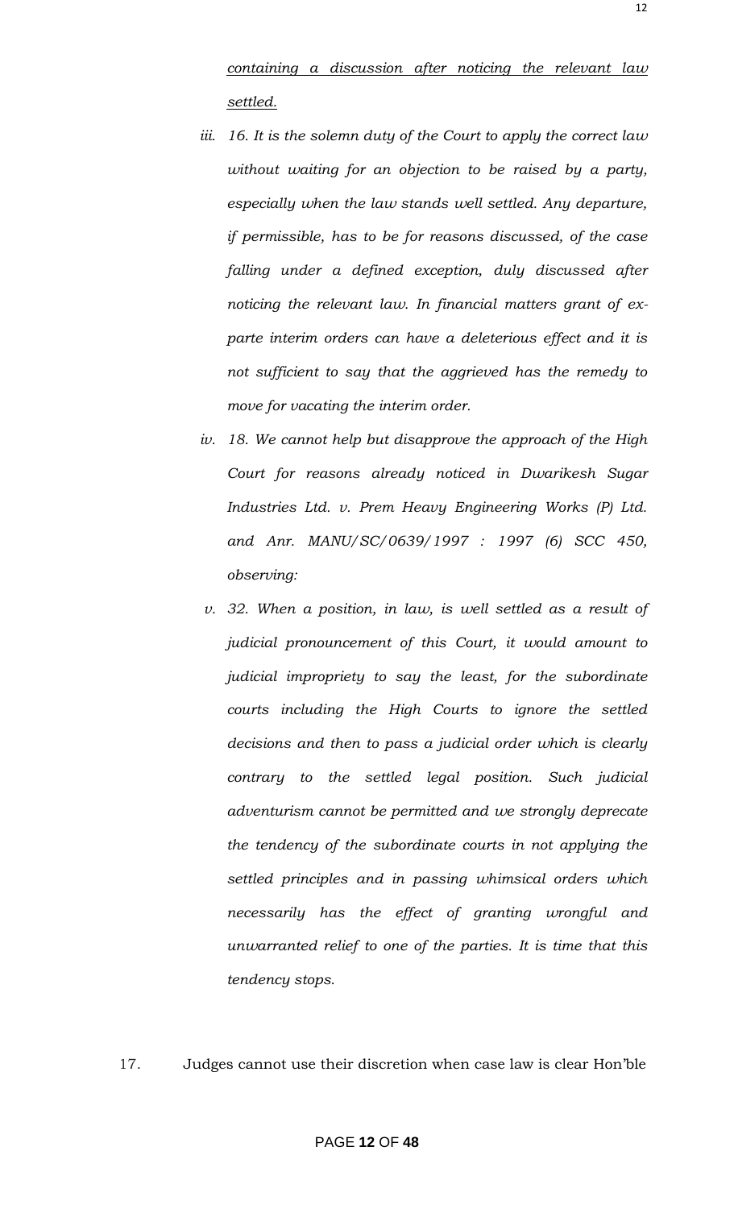*<u>containing a discussion after noticing the relevant law settled.</u>*

iii. *16. It is the solemn duty of the Court to apply the correct law without waiting for an objection to be raised by a party, especially when the law stands well settled. Any departure, if permissible, has to be for reasons discussed, of the case falling under a defined exception, duly discussed after noticing the relevant law. In financial matters grant of ex-parte interim orders can have a deleterious effect and it is not sufficient to say that the aggrieved has the remedy to move for vacating the interim order.*

iv. *18. We cannot help but disapprove the approach of the High Court for reasons already noticed in Dwarikesh Sugar Industries Ltd. v. Prem Heavy Engineering Works (P) Ltd. and Anr. MANU/SC/0639/1997 : 1997 (6) SCC 450, observing:*

v. *32. When a position, in law, is well settled as a result of judicial pronouncement of this Court, it would amount to judicial impropriety to say the least, for the subordinate courts including the High Courts to ignore the settled decisions and then to pass a judicial order which is clearly contrary to the settled legal position. Such judicial adventurism cannot be permitted and we strongly deprecate the tendency of the subordinate courts in not applying the settled principles and in passing whimsical orders which necessarily has the effect of granting wrongful and unwarranted relief to one of the parties. It is time that this tendency stops.*

17. Judges cannot use their discretion when case law is clear Hon'ble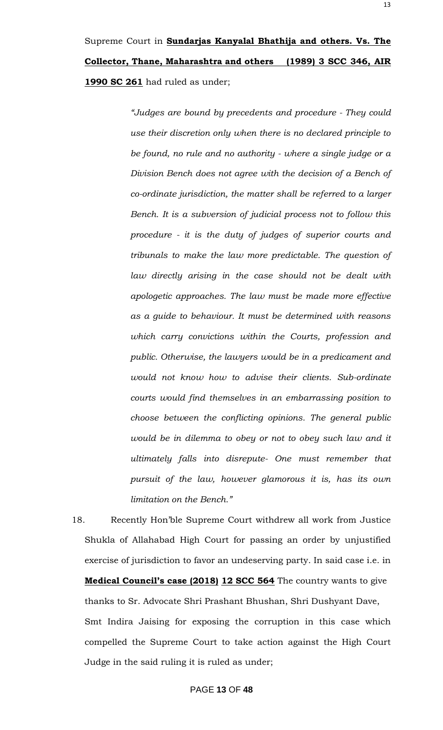Supreme Court in **Sundarjas Kanyalal Bhathija and others. Vs. The Collector, Thane, Maharashtra and others (1989) 3 SCC 346, AIR 1990 SC 261** had ruled as under;

> *"Judges are bound by precedents and procedure - They could use their discretion only when there is no declared principle to be found, no rule and no authority - where a single judge or a Division Bench does not agree with the decision of a Bench of co-ordinate jurisdiction, the matter shall be referred to a larger Bench. It is a subversion of judicial process not to follow this procedure - it is the duty of judges of superior courts and tribunals to make the law more predictable. The question of law directly arising in the case should not be dealt with apologetic approaches. The law must be made more effective as a guide to behaviour. It must be determined with reasons which carry convictions within the Courts, profession and public. Otherwise, the lawyers would be in a predicament and would not know how to advise their clients. Sub-ordinate courts would find themselves in an embarrassing position to choose between the conflicting opinions. The general public would be in dilemma to obey or not to obey such law and it ultimately falls into disrepute- One must remember that pursuit of the law, however glamorous it is, has its own limitation on the Bench."*

18. Recently Hon'ble Supreme Court withdrew all work from Justice Shukla of Allahabad High Court for passing an order by unjustified exercise of jurisdiction to favor an undeserving party. In said case i.e. in **Medical Council's case (2018) 12 SCC 564** The country wants to give thanks to Sr. Advocate Shri Prashant Bhushan, Shri Dushyant Dave, Smt Indira Jaising for exposing the corruption in this case which compelled the Supreme Court to take action against the High Court Judge in the said ruling it is ruled as under;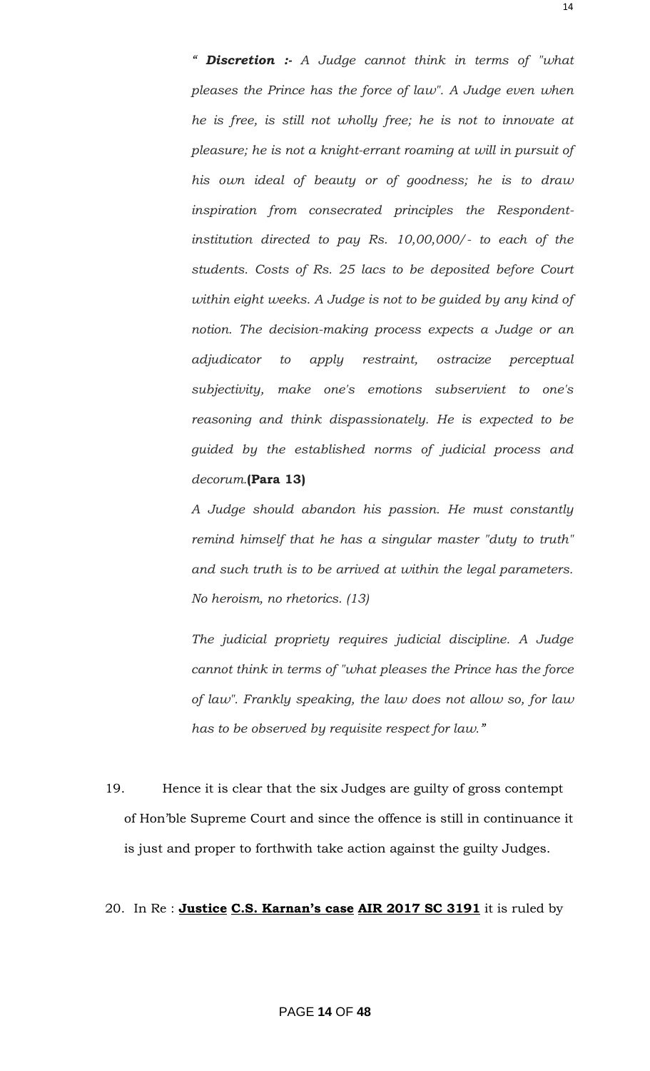*" **Discretion :-** A Judge cannot think in terms of "what pleases the Prince has the force of law". A Judge even when he is free, is still not wholly free; he is not to innovate at pleasure; he is not a knight-errant roaming at will in pursuit of his own ideal of beauty or of goodness; he is to draw inspiration from consecrated principles the Respondent-institution directed to pay Rs. 10,00,000/- to each of the students. Costs of Rs. 25 lacs to be deposited before Court within eight weeks. A Judge is not to be guided by any kind of notion. The decision-making process expects a Judge or an adjudicator to apply restraint, ostracize perceptual subjectivity, make one's emotions subservient to one's reasoning and think dispassionately. He is expected to be guided by the established norms of judicial process and decorum.***(Para 13)**

*A Judge should abandon his passion. He must constantly remind himself that he has a singular master "duty to truth" and such truth is to be arrived at within the legal parameters. No heroism, no rhetorics. (13)*

*The judicial propriety requires judicial discipline. A Judge cannot think in terms of "what pleases the Prince has the force of law". Frankly speaking, the law does not allow so, for law has to be observed by requisite respect for law."*

19. Hence it is clear that the six Judges are guilty of gross contempt of Hon'ble Supreme Court and since the offence is still in continuance it is just and proper to forthwith take action against the guilty Judges.

20. In Re : **Justice C.S. Karnan's case AIR 2017 SC 3191** it is ruled by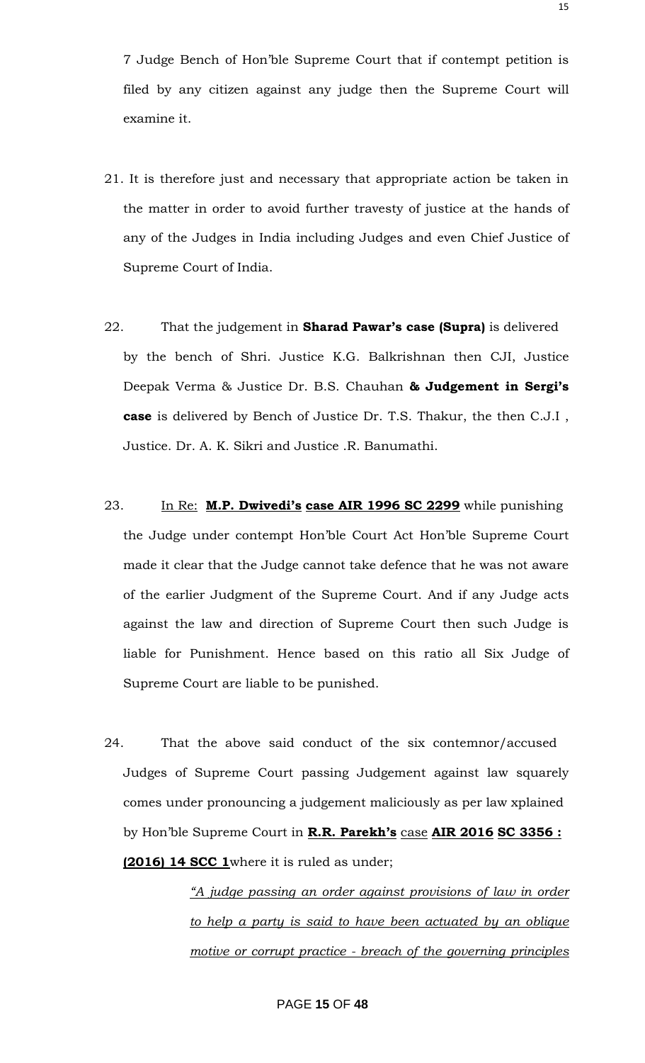7 Judge Bench of Hon'ble Supreme Court that if contempt petition is filed by any citizen against any judge then the Supreme Court will examine it.

21. It is therefore just and necessary that appropriate action be taken in the matter in order to avoid further travesty of justice at the hands of any of the Judges in India including Judges and even Chief Justice of Supreme Court of India.

22. That the judgement in **Sharad Pawar's case (Supra)** is delivered by the bench of Shri. Justice K.G. Balkrishnan then CJI, Justice Deepak Verma & Justice Dr. B.S. Chauhan **& Judgement in Sergi's case** is delivered by Bench of Justice Dr. T.S. Thakur, the then C.J.I , Justice. Dr. A. K. Sikri and Justice .R. Banumathi.

23. In Re: **M.P. Dwivedi's case AIR 1996 SC 2299** while punishing the Judge under contempt Hon'ble Court Act Hon'ble Supreme Court made it clear that the Judge cannot take defence that he was not aware of the earlier Judgment of the Supreme Court. And if any Judge acts against the law and direction of Supreme Court then such Judge is liable for Punishment. Hence based on this ratio all Six Judge of Supreme Court are liable to be punished.

24. That the above said conduct of the six contemnor/accused Judges of Supreme Court passing Judgement against law squarely comes under pronouncing a judgement maliciously as per law xplained by Hon'ble Supreme Court in **R.R. Parekh's** case **AIR 2016 SC 3356 : (2016) 14 SCC 1** where it is ruled as under;

> *"A judge passing an order against provisions of law in order to help a party is said to have been actuated by an oblique motive or corrupt practice - breach of the governing principles*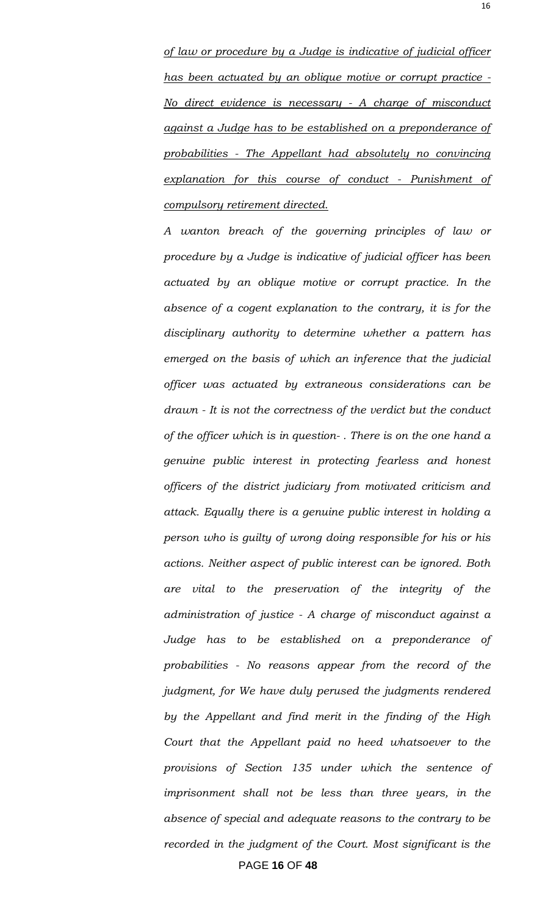*<u>of law or procedure by a Judge is indicative of judicial officer has been actuated by an oblique motive or corrupt practice - No direct evidence is necessary - A charge of misconduct against a Judge has to be established on a preponderance of probabilities - The Appellant had absolutely no convincing explanation for this course of conduct - Punishment of compulsory retirement directed.</u>*

*A wanton breach of the governing principles of law or procedure by a Judge is indicative of judicial officer has been actuated by an oblique motive or corrupt practice. In the absence of a cogent explanation to the contrary, it is for the disciplinary authority to determine whether a pattern has emerged on the basis of which an inference that the judicial officer was actuated by extraneous considerations can be drawn - It is not the correctness of the verdict but the conduct of the officer which is in question- . There is on the one hand a genuine public interest in protecting fearless and honest officers of the district judiciary from motivated criticism and attack. Equally there is a genuine public interest in holding a person who is guilty of wrong doing responsible for his or his actions. Neither aspect of public interest can be ignored. Both are vital to the preservation of the integrity of the administration of justice - A charge of misconduct against a Judge has to be established on a preponderance of probabilities - No reasons appear from the record of the judgment, for We have duly perused the judgments rendered by the Appellant and find merit in the finding of the High Court that the Appellant paid no heed whatsoever to the provisions of Section 135 under which the sentence of imprisonment shall not be less than three years, in the absence of special and adequate reasons to the contrary to be recorded in the judgment of the Court. Most significant is the*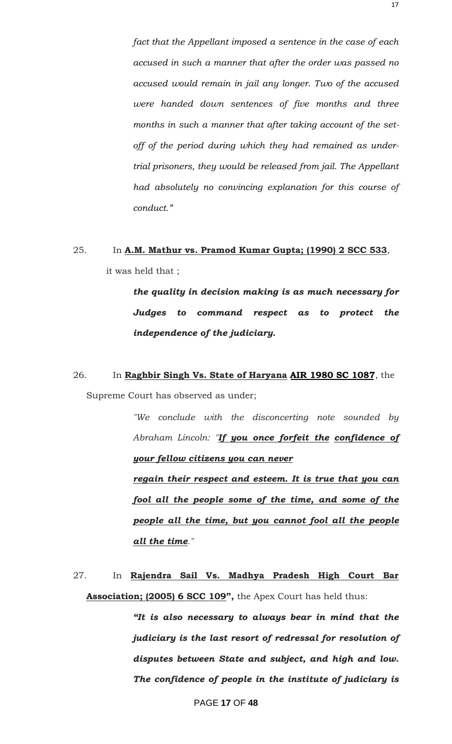*fact that the Appellant imposed a sentence in the case of each accused in such a manner that after the order was passed no accused would remain in jail any longer. Two of the accused were handed down sentences of five months and three months in such a manner that after taking account of the set-off of the period during which they had remained as under-trial prisoners, they would be released from jail. The Appellant had absolutely no convincing explanation for this course of conduct."*

25. In **A.M. Mathur vs. Pramod Kumar Gupta; (1990) 2 SCC 533**, it was held that ;

> ***the quality in decision making is as much necessary for Judges to command respect as to protect the independence of the judiciary.***

26. In **Raghbir Singh Vs. State of Haryana AIR 1980 SC 1087**, the Supreme Court has observed as under;

> *"We conclude with the disconcerting note sounded by Abraham Lincoln: "**If you once forfeit the confidence of your fellow citizens you can never regain their respect and esteem. It is true that you can fool all the people some of the time, and some of the people all the time, but you cannot fool all the people all the time**."*

27. In **Rajendra Sail Vs. Madhya Pradesh High Court Bar Association; (2005) 6 SCC 109",** the Apex Court has held thus:

> ***"It is also necessary to always bear in mind that the judiciary is the last resort of redressal for resolution of disputes between State and subject, and high and low. The confidence of people in the institute of judiciary is***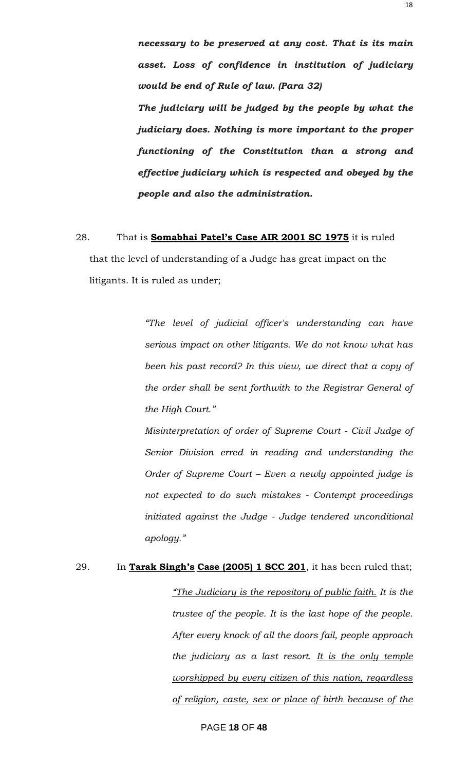***necessary to be preserved at any cost. That is its main asset. Loss of confidence in institution of judiciary would be end of Rule of law. (Para 32)***

***The judiciary will be judged by the people by what the judiciary does. Nothing is more important to the proper functioning of the Constitution than a strong and effective judiciary which is respected and obeyed by the people and also the administration.***

28. That is **<u>Somabhai Patel's Case AIR 2001 SC 1975</u>** it is ruled that the level of understanding of a Judge has great impact on the litigants. It is ruled as under;

> *"The level of judicial officer's understanding can have serious impact on other litigants. We do not know what has been his past record? In this view, we direct that a copy of the order shall be sent forthwith to the Registrar General of the High Court."*
>
> *Misinterpretation of order of Supreme Court - Civil Judge of Senior Division erred in reading and understanding the Order of Supreme Court – Even a newly appointed judge is not expected to do such mistakes - Contempt proceedings initiated against the Judge - Judge tendered unconditional apology."*

29. In **<u>Tarak Singh's</u> <u>Case (2005) 1 SCC 201</u>**, it has been ruled that;

> *<u>"The Judiciary is the repository of public faith.</u> It is the trustee of the people. It is the last hope of the people. After every knock of all the doors fail, people approach the judiciary as a last resort. <u>It is the only temple worshipped by every citizen of this nation, regardless of religion, caste, sex or place of birth because of the</u>*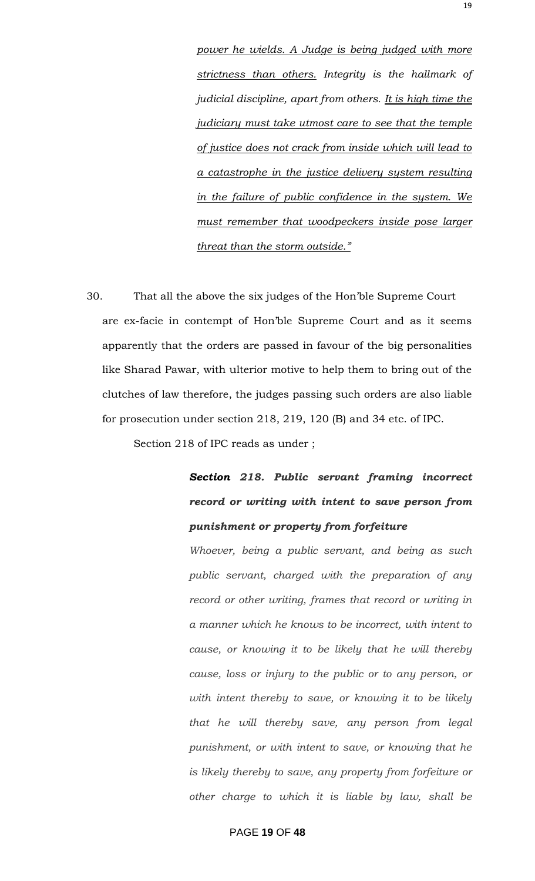*power he wields. A Judge is being judged with more strictness than others. Integrity is the hallmark of judicial discipline, apart from others. It is high time the judiciary must take utmost care to see that the temple of justice does not crack from inside which will lead to a catastrophe in the justice delivery system resulting in the failure of public confidence in the system. We must remember that woodpeckers inside pose larger threat than the storm outside."*

30. That all the above the six judges of the Hon'ble Supreme Court are ex-facie in contempt of Hon'ble Supreme Court and as it seems apparently that the orders are passed in favour of the big personalities like Sharad Pawar, with ulterior motive to help them to bring out of the clutches of law therefore, the judges passing such orders are also liable for prosecution under section 218, 219, 120 (B) and 34 etc. of IPC.

Section 218 of IPC reads as under ;

> ***Section 218. Public servant framing incorrect record or writing with intent to save person from punishment or property from forfeiture***
>
> *Whoever, being a public servant, and being as such public servant, charged with the preparation of any record or other writing, frames that record or writing in a manner which he knows to be incorrect, with intent to cause, or knowing it to be likely that he will thereby cause, loss or injury to the public or to any person, or with intent thereby to save, or knowing it to be likely that he will thereby save, any person from legal punishment, or with intent to save, or knowing that he is likely thereby to save, any property from forfeiture or other charge to which it is liable by law, shall be*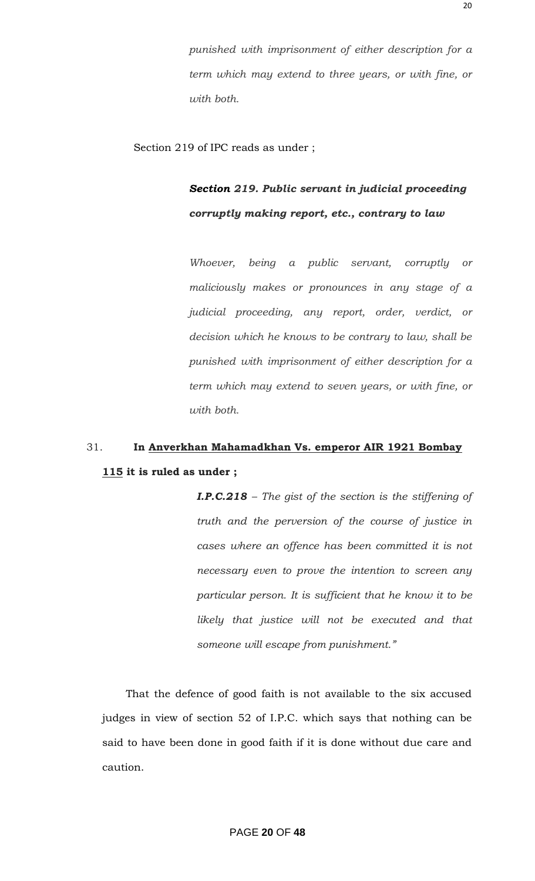*punished with imprisonment of either description for a term which may extend to three years, or with fine, or with both.*

Section 219 of IPC reads as under ;

> ***Section 219. Public servant in judicial proceeding corruptly making report, etc., contrary to law***
>
> *Whoever, being a public servant, corruptly or maliciously makes or pronounces in any stage of a judicial proceeding, any report, order, verdict, or decision which he knows to be contrary to law, shall be punished with imprisonment of either description for a term which may extend to seven years, or with fine, or with both.*

31. **In <u>Anverkhan Mahamadkhan Vs. emperor AIR 1921 Bombay 115</u> it is ruled as under ;**

> ***I.P.C.218*** *– The gist of the section is the stiffening of truth and the perversion of the course of justice in cases where an offence has been committed it is not necessary even to prove the intention to screen any particular person. It is sufficient that he know it to be likely that justice will not be executed and that someone will escape from punishment."*

That the defence of good faith is not available to the six accused judges in view of section 52 of I.P.C. which says that nothing can be said to have been done in good faith if it is done without due care and caution.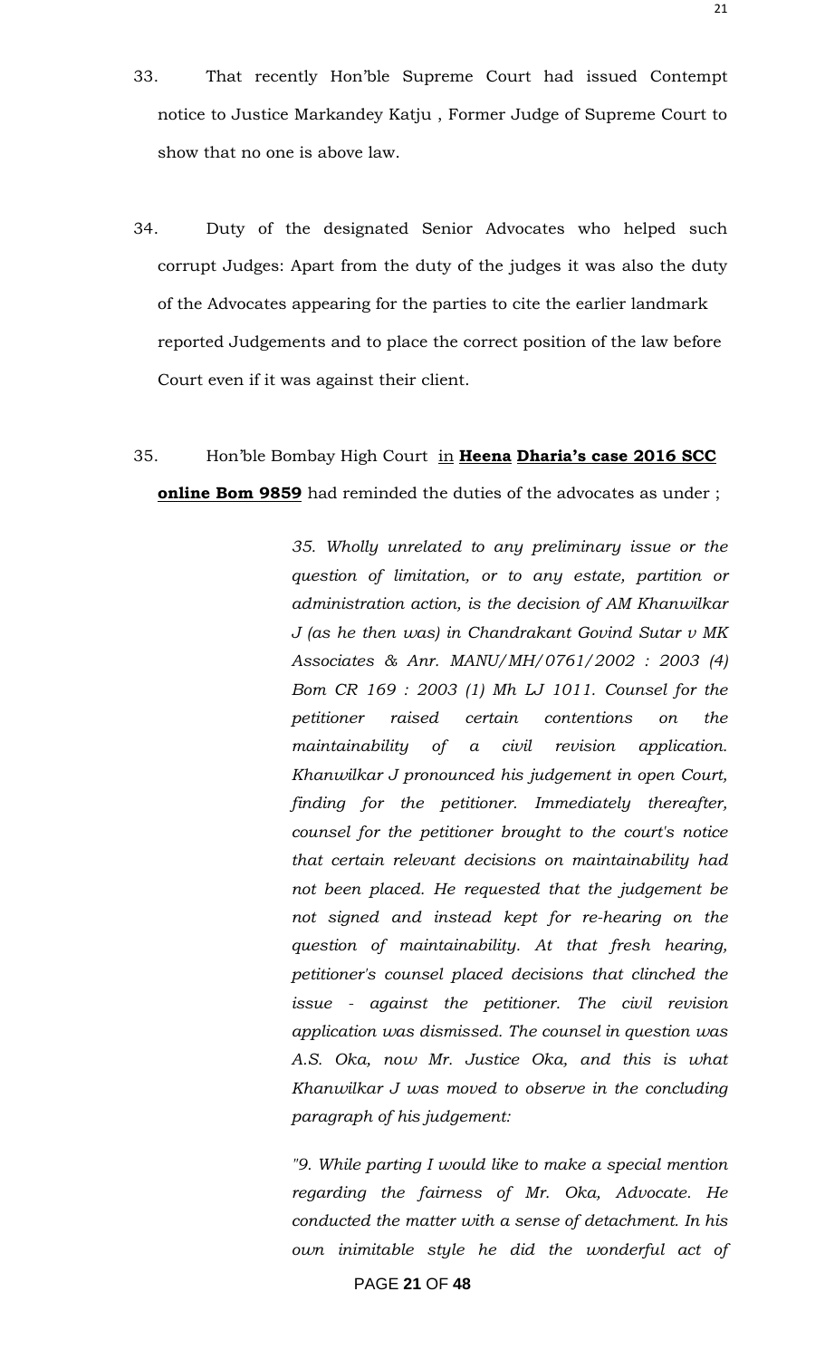33. That recently Hon'ble Supreme Court had issued Contempt notice to Justice Markandey Katju , Former Judge of Supreme Court to show that no one is above law.

34. Duty of the designated Senior Advocates who helped such corrupt Judges: Apart from the duty of the judges it was also the duty of the Advocates appearing for the parties to cite the earlier landmark reported Judgements and to place the correct position of the law before Court even if it was against their client.

35. Hon'ble Bombay High Court <u>in</u> **<u>Heena</u> <u>Dharia's case 2016 SCC online Bom 9859</u>** had reminded the duties of the advocates as under ;

> *35. Wholly unrelated to any preliminary issue or the question of limitation, or to any estate, partition or administration action, is the decision of AM Khanwilkar J (as he then was) in Chandrakant Govind Sutar v MK Associates & Anr. MANU/MH/0761/2002 : 2003 (4) Bom CR 169 : 2003 (1) Mh LJ 1011. Counsel for the petitioner raised certain contentions on the maintainability of a civil revision application. Khanwilkar J pronounced his judgement in open Court, finding for the petitioner. Immediately thereafter, counsel for the petitioner brought to the court's notice that certain relevant decisions on maintainability had not been placed. He requested that the judgement be not signed and instead kept for re-hearing on the question of maintainability. At that fresh hearing, petitioner's counsel placed decisions that clinched the issue - against the petitioner. The civil revision application was dismissed. The counsel in question was A.S. Oka, now Mr. Justice Oka, and this is what Khanwilkar J was moved to observe in the concluding paragraph of his judgement:*
>
> *"9. While parting I would like to make a special mention regarding the fairness of Mr. Oka, Advocate. He conducted the matter with a sense of detachment. In his own inimitable style he did the wonderful act of*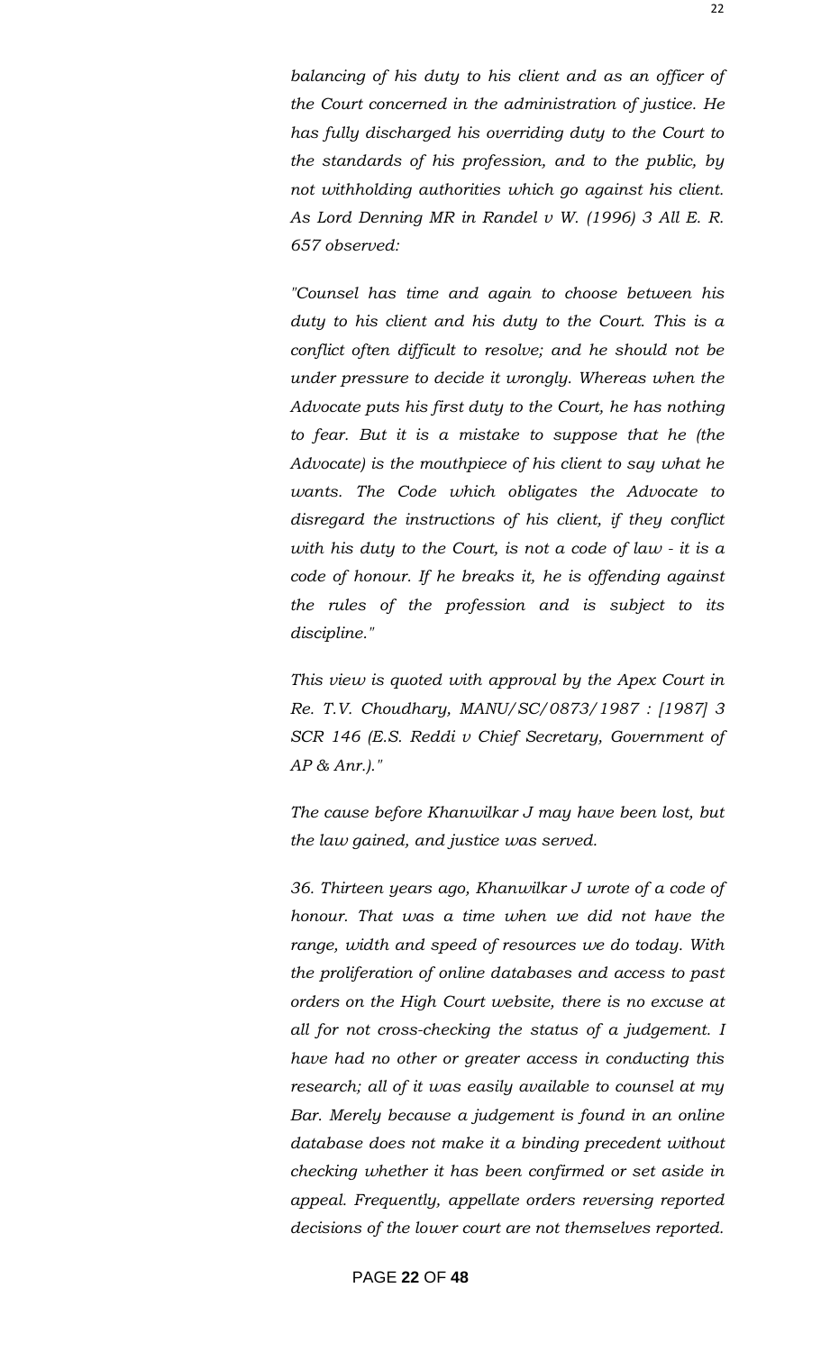*balancing of his duty to his client and as an officer of the Court concerned in the administration of justice. He has fully discharged his overriding duty to the Court to the standards of his profession, and to the public, by not withholding authorities which go against his client. As Lord Denning MR in Randel v W. (1996) 3 All E. R. 657 observed:*

*"Counsel has time and again to choose between his duty to his client and his duty to the Court. This is a conflict often difficult to resolve; and he should not be under pressure to decide it wrongly. Whereas when the Advocate puts his first duty to the Court, he has nothing to fear. But it is a mistake to suppose that he (the Advocate) is the mouthpiece of his client to say what he wants. The Code which obligates the Advocate to disregard the instructions of his client, if they conflict with his duty to the Court, is not a code of law - it is a code of honour. If he breaks it, he is offending against the rules of the profession and is subject to its discipline."*

*This view is quoted with approval by the Apex Court in Re. T.V. Choudhary, MANU/SC/0873/1987 : [1987] 3 SCR 146 (E.S. Reddi v Chief Secretary, Government of AP & Anr.)."*

*The cause before Khanwilkar J may have been lost, but the law gained, and justice was served.*

*36. Thirteen years ago, Khanwilkar J wrote of a code of honour. That was a time when we did not have the range, width and speed of resources we do today. With the proliferation of online databases and access to past orders on the High Court website, there is no excuse at all for not cross-checking the status of a judgement. I have had no other or greater access in conducting this research; all of it was easily available to counsel at my Bar. Merely because a judgement is found in an online database does not make it a binding precedent without checking whether it has been confirmed or set aside in appeal. Frequently, appellate orders reversing reported decisions of the lower court are not themselves reported.*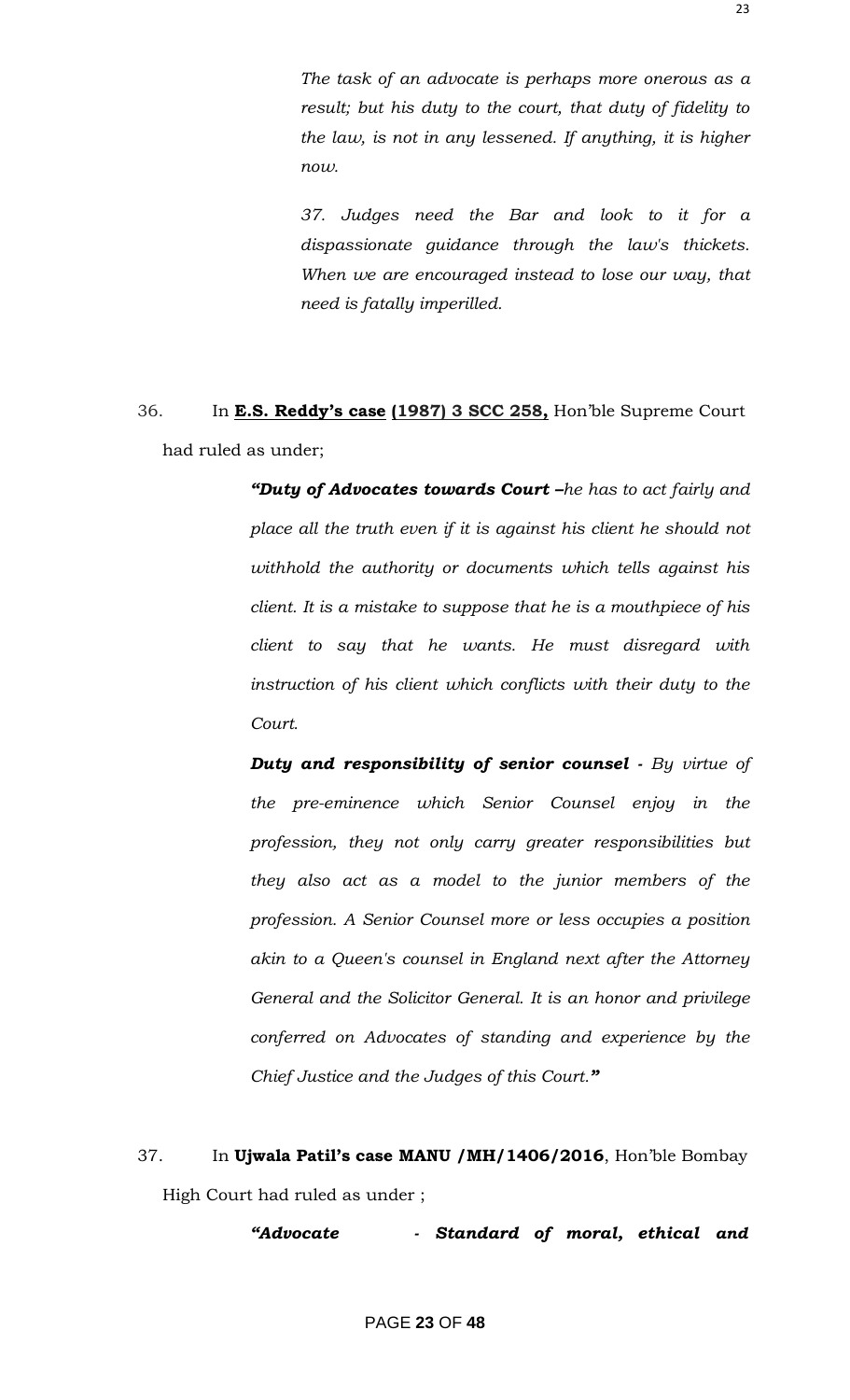> *The task of an advocate is perhaps more onerous as a result; but his duty to the court, that duty of fidelity to the law, is not in any lessened. If anything, it is higher now.*
>
> *37. Judges need the Bar and look to it for a dispassionate guidance through the law's thickets. When we are encouraged instead to lose our way, that need is fatally imperilled.*

36. In **E.S. Reddy's case** **(1987) 3 SCC 258,** Hon'ble Supreme Court had ruled as under;

> ***"Duty of Advocates towards Court –****he has to act fairly and place all the truth even if it is against his client he should not withhold the authority or documents which tells against his client. It is a mistake to suppose that he is a mouthpiece of his client to say that he wants. He must disregard with instruction of his client which conflicts with their duty to the Court.*
>
> ***Duty and responsibility of senior counsel*** *- By virtue of the pre-eminence which Senior Counsel enjoy in the profession, they not only carry greater responsibilities but they also act as a model to the junior members of the profession. A Senior Counsel more or less occupies a position akin to a Queen's counsel in England next after the Attorney General and the Solicitor General. It is an honor and privilege conferred on Advocates of standing and experience by the Chief Justice and the Judges of this Court.****"***

37. In **Ujwala Patil's case MANU /MH/1406/2016**, Hon'ble Bombay High Court had ruled as under ;

> ***"Advocate - Standard of moral, ethical and***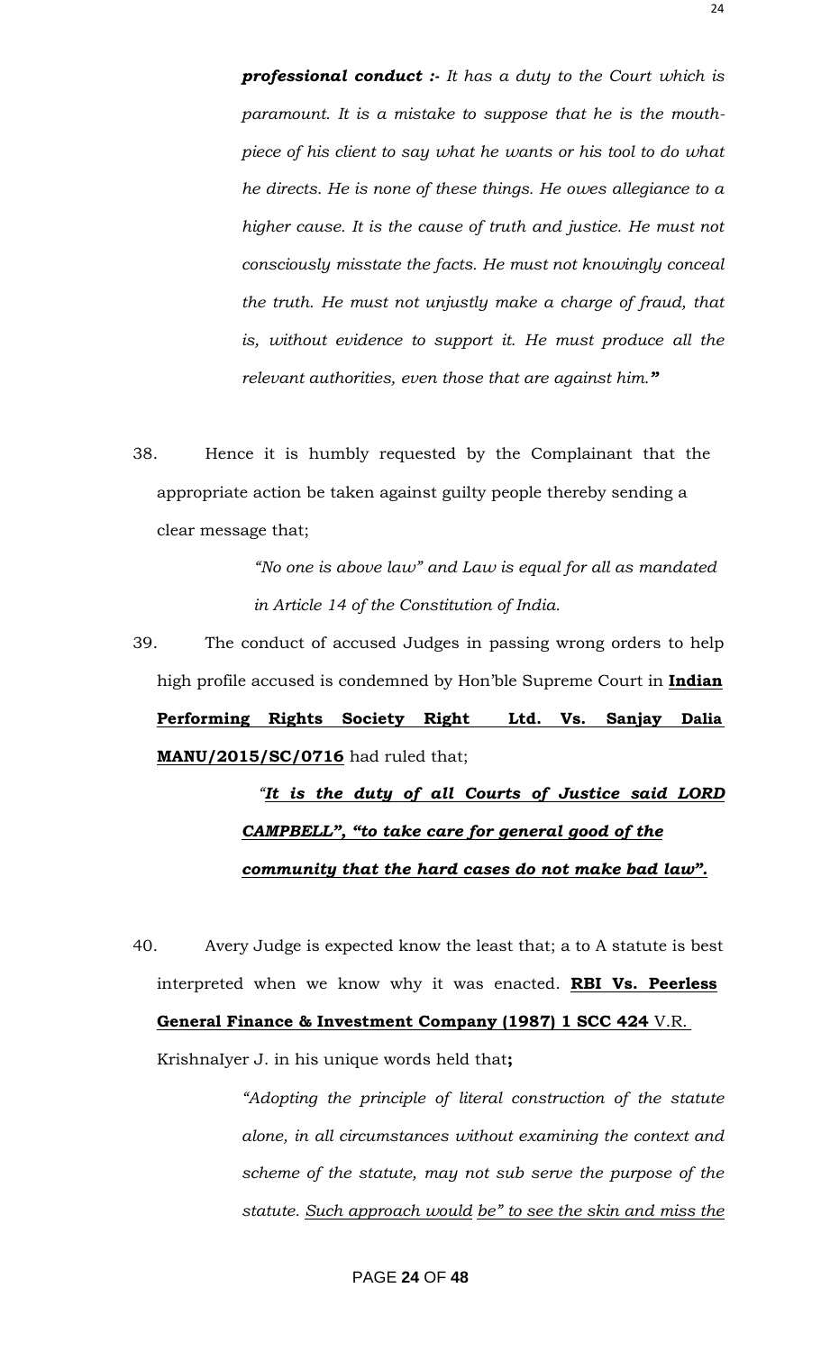***professional conduct :-** It has a duty to the Court which is paramount. It is a mistake to suppose that he is the mouth-piece of his client to say what he wants or his tool to do what he directs. He is none of these things. He owes allegiance to a higher cause. It is the cause of truth and justice. He must not consciously misstate the facts. He must not knowingly conceal the truth. He must not unjustly make a charge of fraud, that is, without evidence to support it. He must produce all the relevant authorities, even those that are against him.*"

38. Hence it is humbly requested by the Complainant that the appropriate action be taken against guilty people thereby sending a clear message that;

> *"No one is above law" and Law is equal for all as mandated in Article 14 of the Constitution of India.*

39. The conduct of accused Judges in passing wrong orders to help high profile accused is condemned by Hon'ble Supreme Court in **Indian Performing Rights Society Right Ltd. Vs. Sanjay Dalia MANU/2015/SC/0716** had ruled that;

> *"**It is the duty of all Courts of Justice said LORD CAMPBELL", "to take care for general good of the community that the hard cases do not make bad law".***

40. Avery Judge is expected know the least that; a to A statute is best interpreted when we know why it was enacted. **RBI Vs. Peerless General Finance & Investment Company (1987) 1 SCC 424** V.R. KrishnaIyer J. in his unique words held that**;**

> *"Adopting the principle of literal construction of the statute alone, in all circumstances without examining the context and scheme of the statute, may not sub serve the purpose of the statute. Such approach would be" to see the skin and miss the*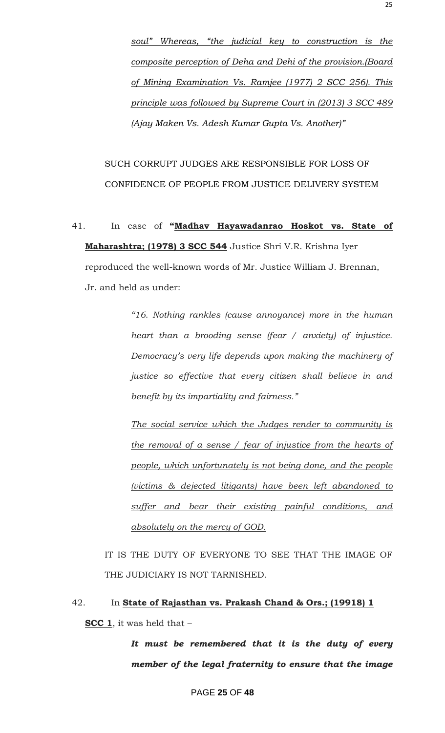*soul" Whereas, "the judicial key to construction is the composite perception of Deha and Dehi of the provision.(Board of Mining Examination Vs. Ramjee (1977) 2 SCC 256). This principle was followed by Supreme Court in (2013) 3 SCC 489 (Ajay Maken Vs. Adesh Kumar Gupta Vs. Another)"*

SUCH CORRUPT JUDGES ARE RESPONSIBLE FOR LOSS OF CONFIDENCE OF PEOPLE FROM JUSTICE DELIVERY SYSTEM

41. In case of **"Madhav Hayawadanrao Hoskot vs. State of Maharashtra; (1978) 3 SCC 544** Justice Shri V.R. Krishna Iyer reproduced the well-known words of Mr. Justice William J. Brennan, Jr. and held as under:

> *"16. Nothing rankles (cause annoyance) more in the human heart than a brooding sense (fear / anxiety) of injustice. Democracy's very life depends upon making the machinery of justice so effective that every citizen shall believe in and benefit by its impartiality and fairness."*
>
> *The social service which the Judges render to community is the removal of a sense / fear of injustice from the hearts of people, which unfortunately is not being done, and the people (victims & dejected litigants) have been left abandoned to suffer and bear their existing painful conditions, and absolutely on the mercy of GOD.*

IT IS THE DUTY OF EVERYONE TO SEE THAT THE IMAGE OF THE JUDICIARY IS NOT TARNISHED.

42. In **State of Rajasthan vs. Prakash Chand & Ors.; (19918) 1 SCC 1**, it was held that –

> ***It must be remembered that it is the duty of every member of the legal fraternity to ensure that the image***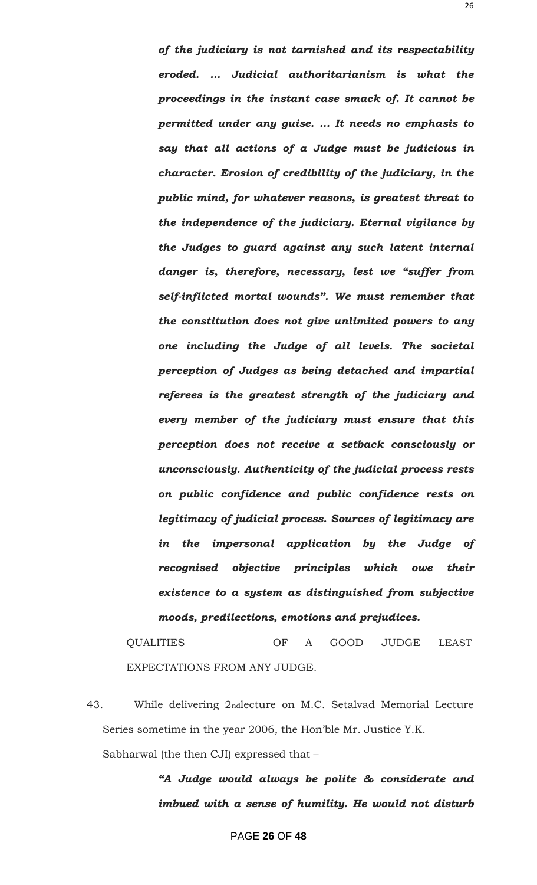***of the judiciary is not tarnished and its respectability eroded. … Judicial authoritarianism is what the proceedings in the instant case smack of. It cannot be permitted under any guise. … It needs no emphasis to say that all actions of a Judge must be judicious in character. Erosion of credibility of the judiciary, in the public mind, for whatever reasons, is greatest threat to the independence of the judiciary. Eternal vigilance by the Judges to guard against any such latent internal danger is, therefore, necessary, lest we "suffer from self-inflicted mortal wounds". We must remember that the constitution does not give unlimited powers to any one including the Judge of all levels. The societal perception of Judges as being detached and impartial referees is the greatest strength of the judiciary and every member of the judiciary must ensure that this perception does not receive a setback consciously or unconsciously. Authenticity of the judicial process rests on public confidence and public confidence rests on legitimacy of judicial process. Sources of legitimacy are in the impersonal application by the Judge of recognised objective principles which owe their existence to a system as distinguished from subjective moods, predilections, emotions and prejudices.***

QUALITIES OF A GOOD JUDGE LEAST EXPECTATIONS FROM ANY JUDGE.

43. While delivering 2nd lecture on M.C. Setalvad Memorial Lecture Series sometime in the year 2006, the Hon'ble Mr. Justice Y.K. Sabharwal (the then CJI) expressed that –

***"A Judge would always be polite & considerate and imbued with a sense of humility. He would not disturb***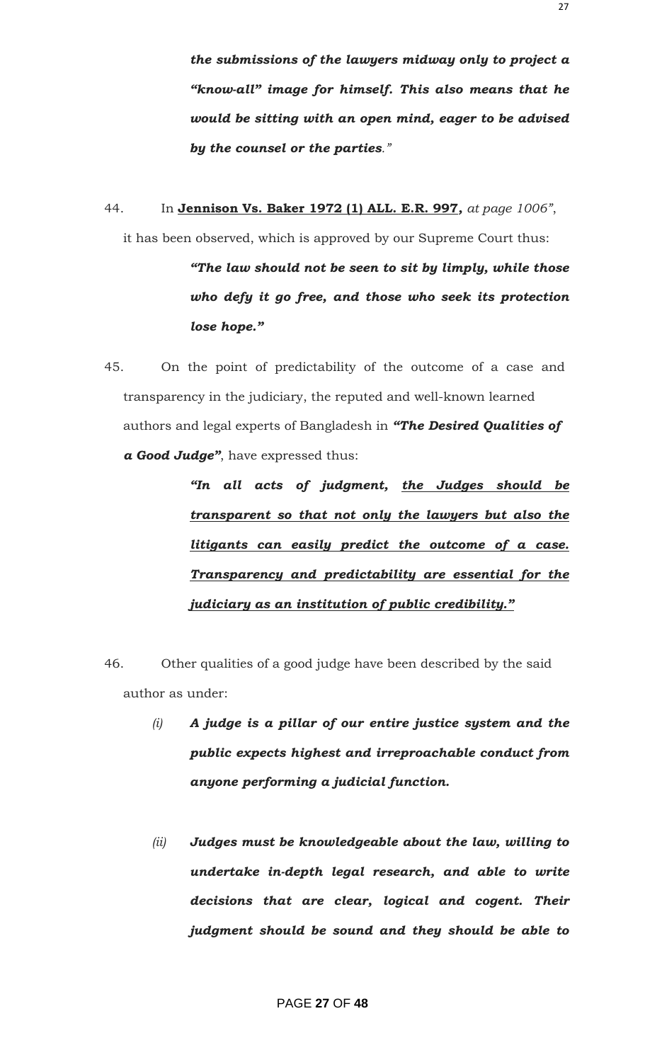> ***the submissions of the lawyers midway only to project a "know-all" image for himself. This also means that he would be sitting with an open mind, eager to be advised by the counsel or the parties."***

44. In **<u>Jennison Vs. Baker 1972 (1) ALL. E.R. 997</u>,** *at page 1006"*, it has been observed, which is approved by our Supreme Court thus:

> ***"The law should not be seen to sit by limply, while those who defy it go free, and those who seek its protection lose hope."***

45. On the point of predictability of the outcome of a case and transparency in the judiciary, the reputed and well-known learned authors and legal experts of Bangladesh in ***"The Desired Qualities of a Good Judge"***, have expressed thus:

> ***"In all acts of judgment, <u>the Judges should be transparent so that not only the lawyers but also the litigants can easily predict the outcome of a case. Transparency and predictability are essential for the judiciary as an institution of public credibility."</u>***

46. Other qualities of a good judge have been described by the said author as under:

*(i)* ***A judge is a pillar of our entire justice system and the public expects highest and irreproachable conduct from anyone performing a judicial function.***

*(ii)* ***Judges must be knowledgeable about the law, willing to undertake in-depth legal research, and able to write decisions that are clear, logical and cogent. Their judgment should be sound and they should be able to***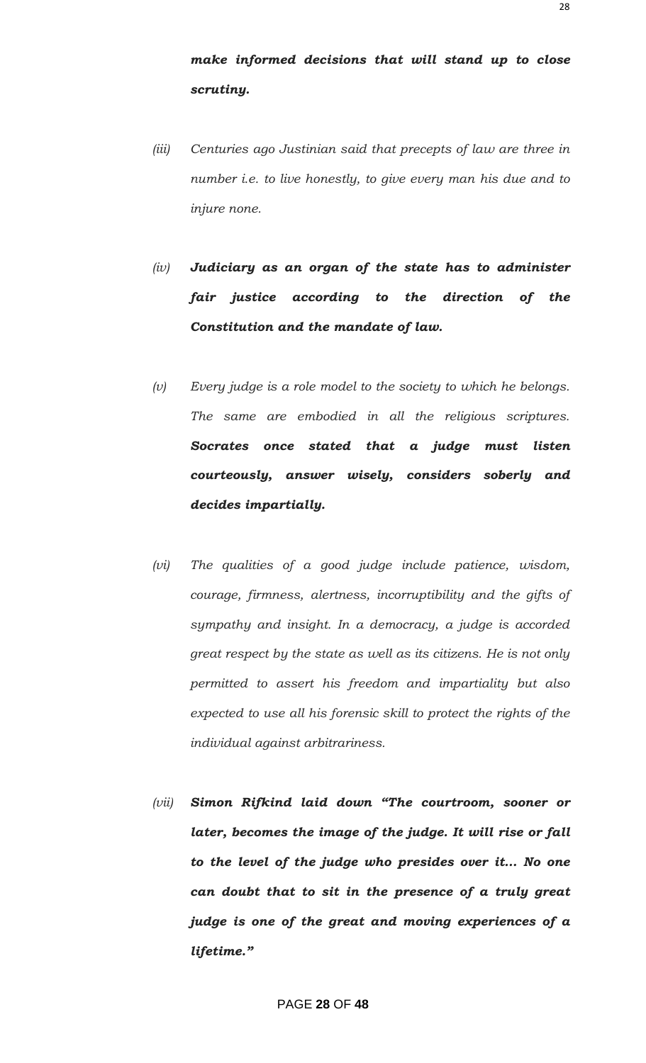***make informed decisions that will stand up to close scrutiny.***

*(iii)* *Centuries ago Justinian said that precepts of law are three in number i.e. to live honestly, to give every man his due and to injure none.*

*(iv)* ***Judiciary as an organ of the state has to administer fair justice according to the direction of the Constitution and the mandate of law.***

*(v)* *Every judge is a role model to the society to which he belongs. The same are embodied in all the religious scriptures.* ***Socrates once stated that a judge must listen courteously, answer wisely, considers soberly and decides impartially.***

*(vi)* *The qualities of a good judge include patience, wisdom, courage, firmness, alertness, incorruptibility and the gifts of sympathy and insight. In a democracy, a judge is accorded great respect by the state as well as its citizens. He is not only permitted to assert his freedom and impartiality but also expected to use all his forensic skill to protect the rights of the individual against arbitrariness.*

*(vii)* ***Simon Rifkind laid down "The courtroom, sooner or later, becomes the image of the judge. It will rise or fall to the level of the judge who presides over it... No one can doubt that to sit in the presence of a truly great judge is one of the great and moving experiences of a lifetime."***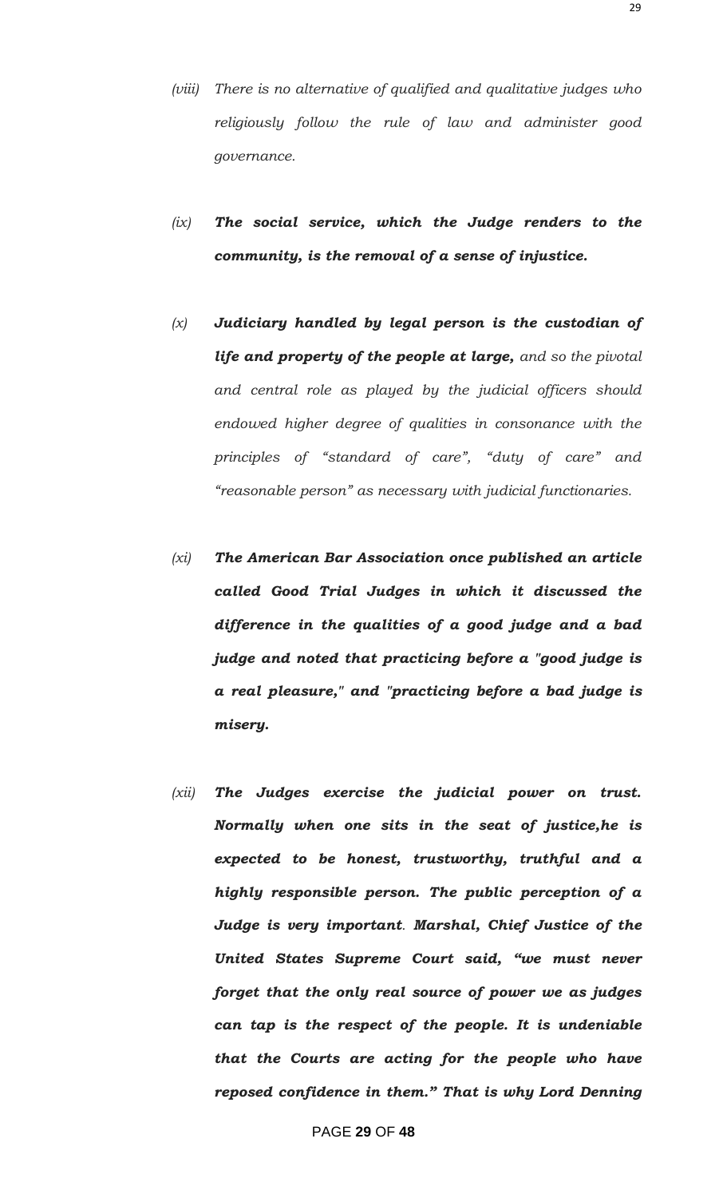*(viii) There is no alternative of qualified and qualitative judges who religiously follow the rule of law and administer good governance.*

*(ix)* ***The social service, which the Judge renders to the community, is the removal of a sense of injustice.***

*(x)* ***Judiciary handled by legal person is the custodian of life and property of the people at large,*** *and so the pivotal and central role as played by the judicial officers should endowed higher degree of qualities in consonance with the principles of "standard of care", "duty of care" and "reasonable person" as necessary with judicial functionaries.*

*(xi)* ***The American Bar Association once published an article called Good Trial Judges in which it discussed the difference in the qualities of a good judge and a bad judge and noted that practicing before a "good judge is a real pleasure," and "practicing before a bad judge is misery.***

*(xii)* ***The Judges exercise the judicial power on trust. Normally when one sits in the seat of justice,he is expected to be honest, trustworthy, truthful and a highly responsible person. The public perception of a Judge is very important****.* ***Marshal, Chief Justice of the United States Supreme Court said, "we must never forget that the only real source of power we as judges can tap is the respect of the people. It is undeniable that the Courts are acting for the people who have reposed confidence in them." That is why Lord Denning***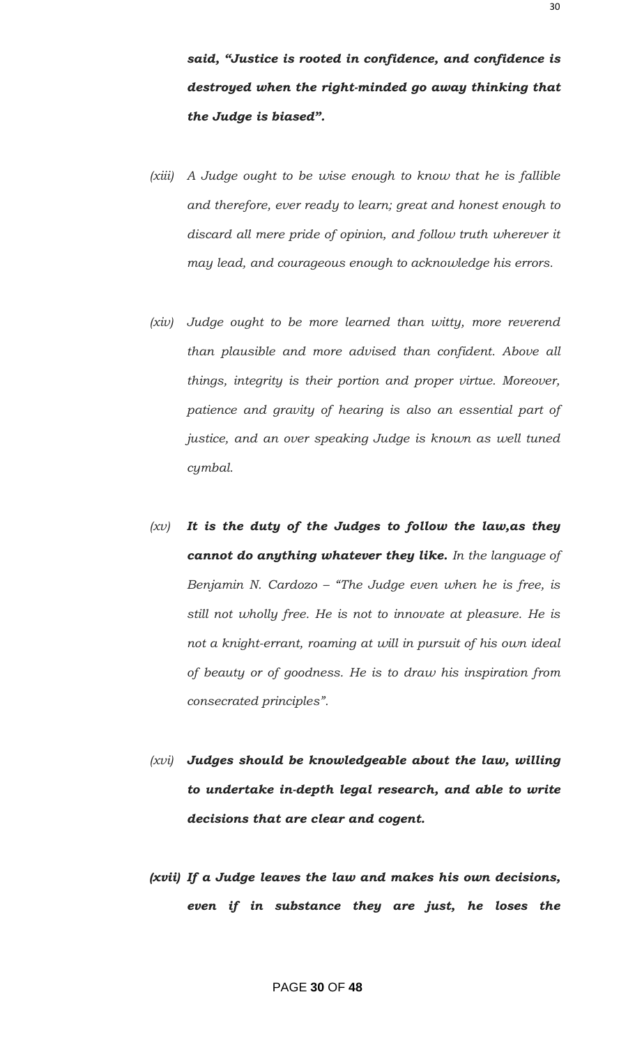***said, "Justice is rooted in confidence, and confidence is destroyed when the right-minded go away thinking that the Judge is biased".***

*(xiii) A Judge ought to be wise enough to know that he is fallible and therefore, ever ready to learn; great and honest enough to discard all mere pride of opinion, and follow truth wherever it may lead, and courageous enough to acknowledge his errors.*

*(xiv) Judge ought to be more learned than witty, more reverend than plausible and more advised than confident. Above all things, integrity is their portion and proper virtue. Moreover, patience and gravity of hearing is also an essential part of justice, and an over speaking Judge is known as well tuned cymbal.*

*(xv)* ***It is the duty of the Judges to follow the law,as they cannot do anything whatever they like.*** *In the language of Benjamin N. Cardozo – "The Judge even when he is free, is still not wholly free. He is not to innovate at pleasure. He is not a knight-errant, roaming at will in pursuit of his own ideal of beauty or of goodness. He is to draw his inspiration from consecrated principles".*

*(xvi)* ***Judges should be knowledgeable about the law, willing to undertake in-depth legal research, and able to write decisions that are clear and cogent.***

***(xvii) If a Judge leaves the law and makes his own decisions, even if in substance they are just, he loses the***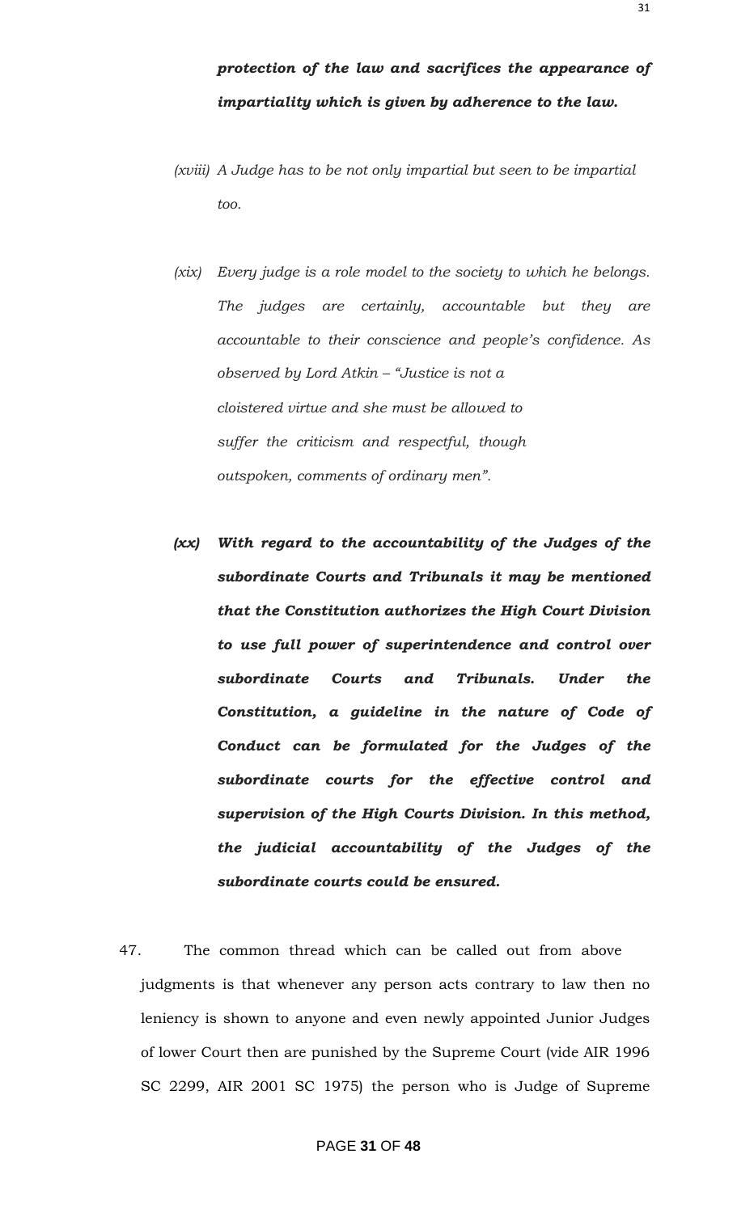***protection of the law and sacrifices the appearance of impartiality which is given by adherence to the law.***

*(xviii) A Judge has to be not only impartial but seen to be impartial too.*

*(xix) Every judge is a role model to the society to which he belongs. The judges are certainly, accountable but they are accountable to their conscience and people's confidence. As observed by Lord Atkin – "Justice is not a cloistered virtue and she must be allowed to suffer the criticism and respectful, though outspoken, comments of ordinary men".*

***(xx) With regard to the accountability of the Judges of the subordinate Courts and Tribunals it may be mentioned that the Constitution authorizes the High Court Division to use full power of superintendence and control over subordinate Courts and Tribunals. Under the Constitution, a guideline in the nature of Code of Conduct can be formulated for the Judges of the subordinate courts for the effective control and supervision of the High Courts Division. In this method, the judicial accountability of the Judges of the subordinate courts could be ensured.***

47. The common thread which can be called out from above judgments is that whenever any person acts contrary to law then no leniency is shown to anyone and even newly appointed Junior Judges of lower Court then are punished by the Supreme Court (vide AIR 1996 SC 2299, AIR 2001 SC 1975) the person who is Judge of Supreme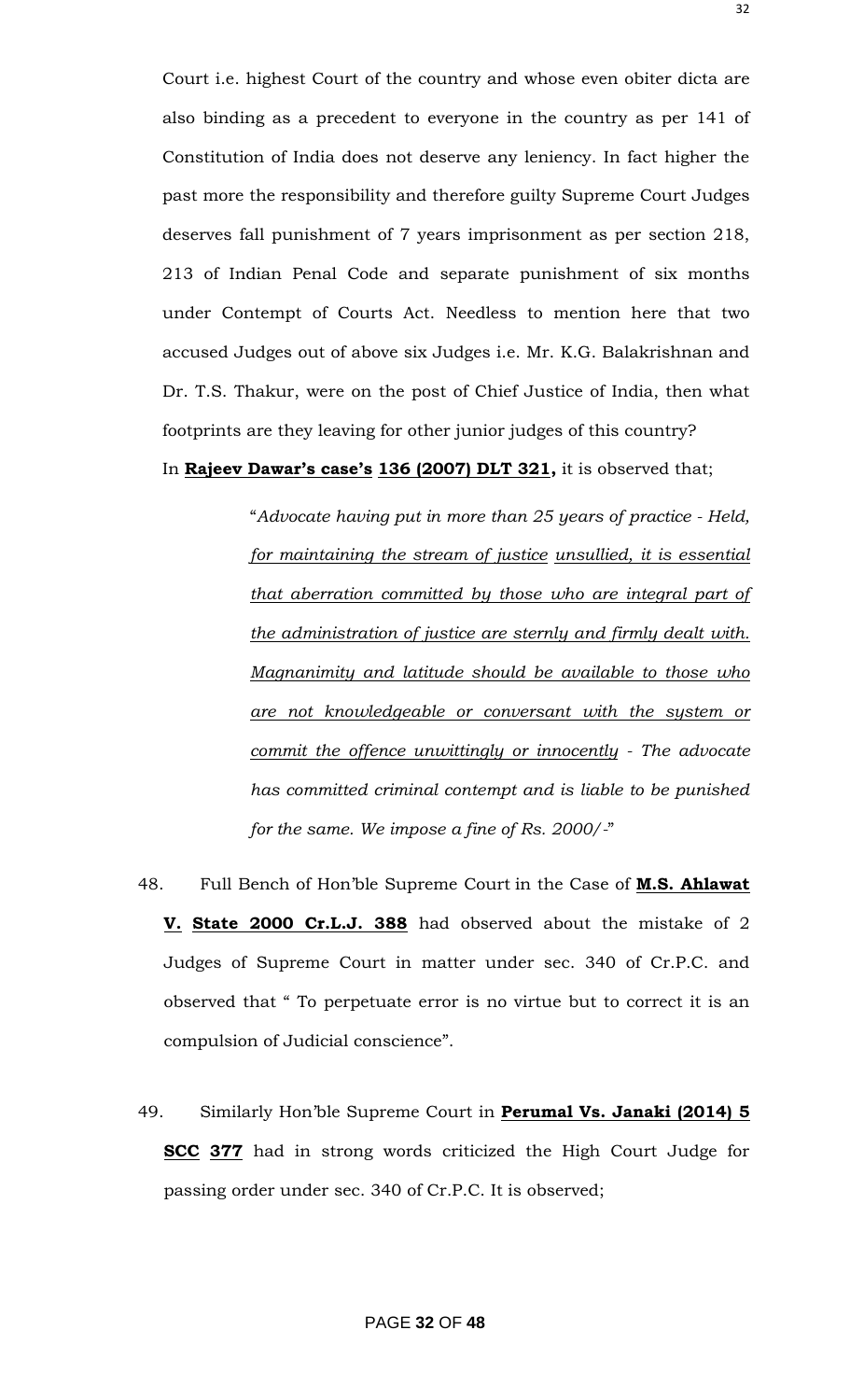Court i.e. highest Court of the country and whose even obiter dicta are also binding as a precedent to everyone in the country as per 141 of Constitution of India does not deserve any leniency. In fact higher the past more the responsibility and therefore guilty Supreme Court Judges deserves fall punishment of 7 years imprisonment as per section 218, 213 of Indian Penal Code and separate punishment of six months under Contempt of Courts Act. Needless to mention here that two accused Judges out of above six Judges i.e. Mr. K.G. Balakrishnan and Dr. T.S. Thakur, were on the post of Chief Justice of India, then what footprints are they leaving for other junior judges of this country?

In **<u>Rajeev Dawar's case's</u> <u>136 (2007) DLT 321</u>,** it is observed that;

> "*Advocate having put in more than 25 years of practice - Held, <u>for maintaining the stream of justice</u> <u>unsullied, it is essential that aberration committed by those who are integral part of the administration of justice are sternly and firmly dealt with. Magnanimity and latitude should be available to those who are not knowledgeable or conversant with the system or commit the offence unwittingly or innocently</u> - The advocate has committed criminal contempt and is liable to be punished for the same. We impose a fine of Rs. 2000/-*"

48. Full Bench of Hon'ble Supreme Court in the Case of **<u>M.S. Ahlawat</u> <u>V.</u> <u>State 2000 Cr.L.J. 388</u>** had observed about the mistake of 2 Judges of Supreme Court in matter under sec. 340 of Cr.P.C. and observed that " To perpetuate error is no virtue but to correct it is an compulsion of Judicial conscience".

49. Similarly Hon'ble Supreme Court in **<u>Perumal Vs. Janaki (2014) 5</u> <u>SCC</u> <u>377</u>** had in strong words criticized the High Court Judge for passing order under sec. 340 of Cr.P.C. It is observed;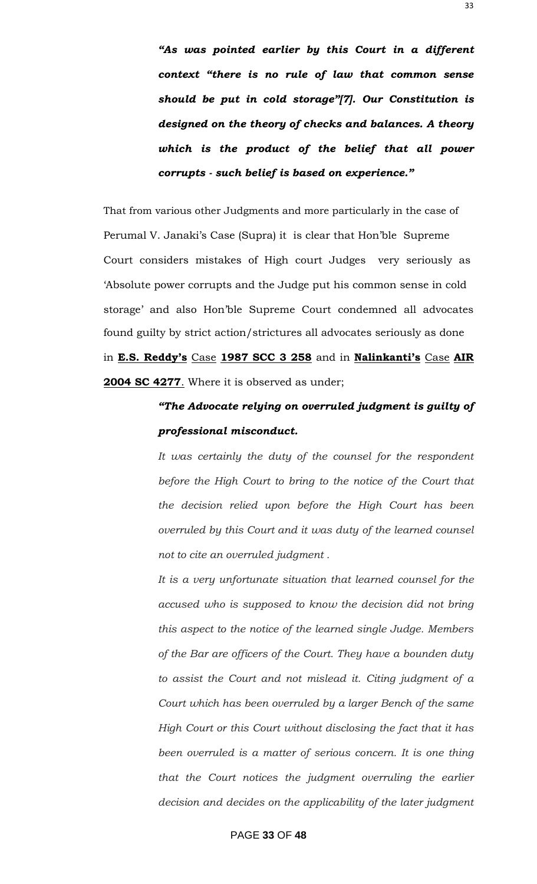***"As was pointed earlier by this Court in a different context "there is no rule of law that common sense should be put in cold storage"[7]. Our Constitution is designed on the theory of checks and balances. A theory which is the product of the belief that all power corrupts - such belief is based on experience."***

That from various other Judgments and more particularly in the case of Perumal V. Janaki's Case (Supra) it is clear that Hon'ble Supreme Court considers mistakes of High court Judges very seriously as 'Absolute power corrupts and the Judge put his common sense in cold storage' and also Hon'ble Supreme Court condemned all advocates found guilty by strict action/strictures all advocates seriously as done in **E.S. Reddy's** Case **1987 SCC 3 258** and in **Nalinkanti's** Case **AIR 2004 SC 4277**. Where it is observed as under;

> ***"The Advocate relying on overruled judgment is guilty of professional misconduct.***
>
> *It was certainly the duty of the counsel for the respondent before the High Court to bring to the notice of the Court that the decision relied upon before the High Court has been overruled by this Court and it was duty of the learned counsel not to cite an overruled judgment .*
>
> *It is a very unfortunate situation that learned counsel for the accused who is supposed to know the decision did not bring this aspect to the notice of the learned single Judge. Members of the Bar are officers of the Court. They have a bounden duty to assist the Court and not mislead it. Citing judgment of a Court which has been overruled by a larger Bench of the same High Court or this Court without disclosing the fact that it has been overruled is a matter of serious concern. It is one thing that the Court notices the judgment overruling the earlier decision and decides on the applicability of the later judgment*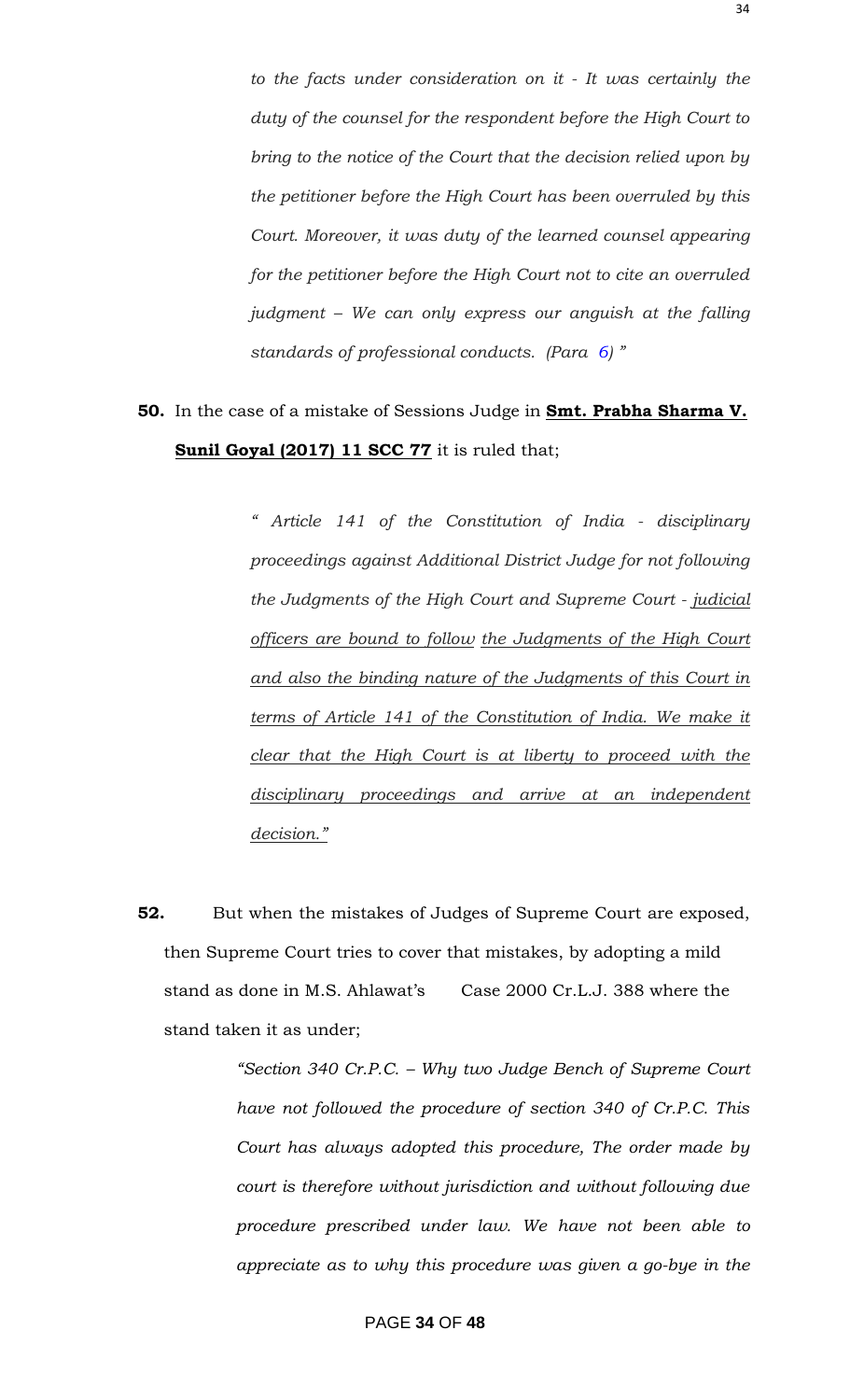*to the facts under consideration on it - It was certainly the duty of the counsel for the respondent before the High Court to bring to the notice of the Court that the decision relied upon by the petitioner before the High Court has been overruled by this Court. Moreover, it was duty of the learned counsel appearing for the petitioner before the High Court not to cite an overruled judgment – We can only express our anguish at the falling standards of professional conducts. (Para 6) "*

**50.** In the case of a mistake of Sessions Judge in **Smt. Prabha Sharma V. Sunil Goyal (2017) 11 SCC 77** it is ruled that;

> *" Article 141 of the Constitution of India - disciplinary proceedings against Additional District Judge for not following the Judgments of the High Court and Supreme Court - judicial officers are bound to follow the Judgments of the High Court and also the binding nature of the Judgments of this Court in terms of Article 141 of the Constitution of India. We make it clear that the High Court is at liberty to proceed with the disciplinary proceedings and arrive at an independent decision."*

**52.** But when the mistakes of Judges of Supreme Court are exposed, then Supreme Court tries to cover that mistakes, by adopting a mild stand as done in M.S. Ahlawat's Case 2000 Cr.L.J. 388 where the stand taken it as under;

> *"Section 340 Cr.P.C. – Why two Judge Bench of Supreme Court have not followed the procedure of section 340 of Cr.P.C. This Court has always adopted this procedure, The order made by court is therefore without jurisdiction and without following due procedure prescribed under law. We have not been able to appreciate as to why this procedure was given a go-bye in the*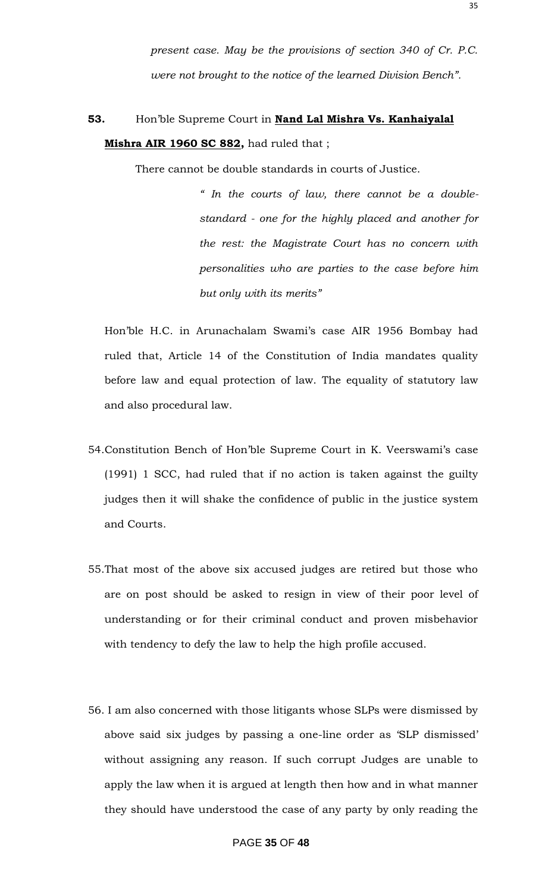*present case. May be the provisions of section 340 of Cr. P.C. were not brought to the notice of the learned Division Bench".*

**53.** Hon'ble Supreme Court in **Nand Lal Mishra Vs. Kanhaiyalal Mishra AIR 1960 SC 882,** had ruled that ;

There cannot be double standards in courts of Justice.

> *" In the courts of law, there cannot be a double-standard - one for the highly placed and another for the rest: the Magistrate Court has no concern with personalities who are parties to the case before him but only with its merits"*

Hon'ble H.C. in Arunachalam Swami's case AIR 1956 Bombay had ruled that, Article 14 of the Constitution of India mandates quality before law and equal protection of law. The equality of statutory law and also procedural law.

54. Constitution Bench of Hon'ble Supreme Court in K. Veerswami's case (1991) 1 SCC, had ruled that if no action is taken against the guilty judges then it will shake the confidence of public in the justice system and Courts.

55. That most of the above six accused judges are retired but those who are on post should be asked to resign in view of their poor level of understanding or for their criminal conduct and proven misbehavior with tendency to defy the law to help the high profile accused.

56. I am also concerned with those litigants whose SLPs were dismissed by above said six judges by passing a one-line order as 'SLP dismissed' without assigning any reason. If such corrupt Judges are unable to apply the law when it is argued at length then how and in what manner they should have understood the case of any party by only reading the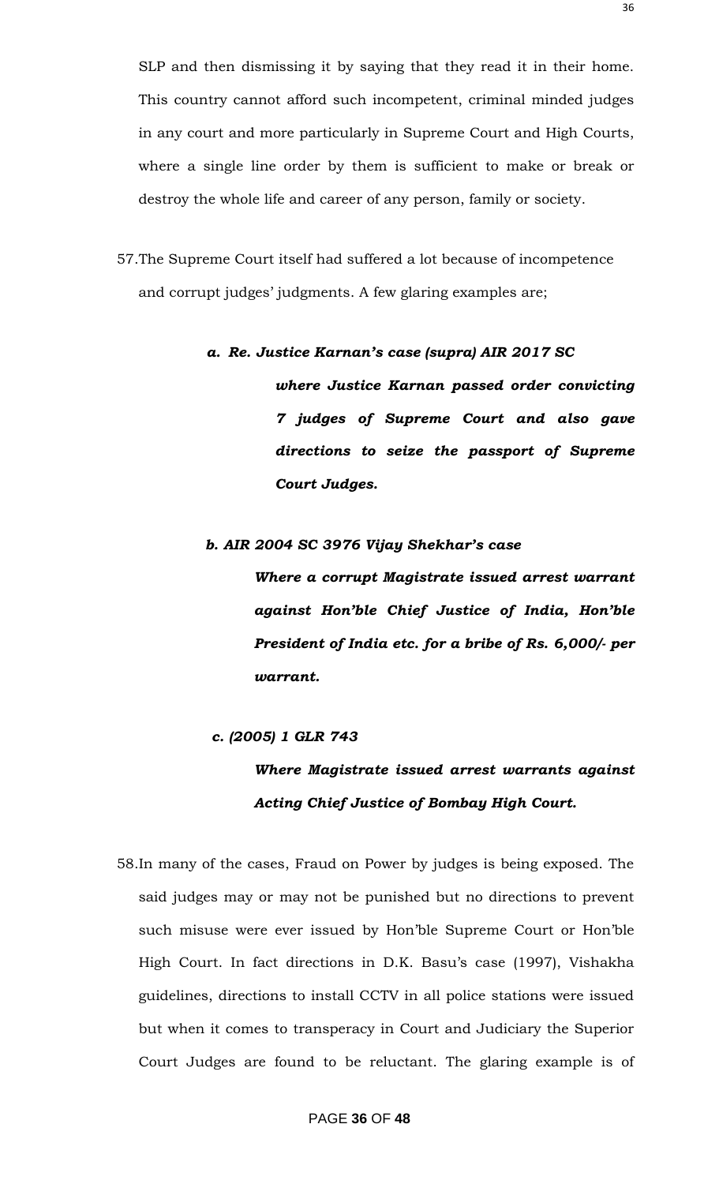SLP and then dismissing it by saying that they read it in their home. This country cannot afford such incompetent, criminal minded judges in any court and more particularly in Supreme Court and High Courts, where a single line order by them is sufficient to make or break or destroy the whole life and career of any person, family or society.

57.The Supreme Court itself had suffered a lot because of incompetence and corrupt judges' judgments. A few glaring examples are;

> ***a. Re. Justice Karnan's case (supra) AIR 2017 SC***
>
> ***where Justice Karnan passed order convicting 7 judges of Supreme Court and also gave directions to seize the passport of Supreme Court Judges.***
>
> ***b. AIR 2004 SC 3976 Vijay Shekhar's case***
>
> ***Where a corrupt Magistrate issued arrest warrant against Hon'ble Chief Justice of India, Hon'ble President of India etc. for a bribe of Rs. 6,000/- per warrant.***
>
> ***c. (2005) 1 GLR 743***
>
> ***Where Magistrate issued arrest warrants against Acting Chief Justice of Bombay High Court.***

58.In many of the cases, Fraud on Power by judges is being exposed. The said judges may or may not be punished but no directions to prevent such misuse were ever issued by Hon'ble Supreme Court or Hon'ble High Court. In fact directions in D.K. Basu's case (1997), Vishakha guidelines, directions to install CCTV in all police stations were issued but when it comes to transperacy in Court and Judiciary the Superior Court Judges are found to be reluctant. The glaring example is of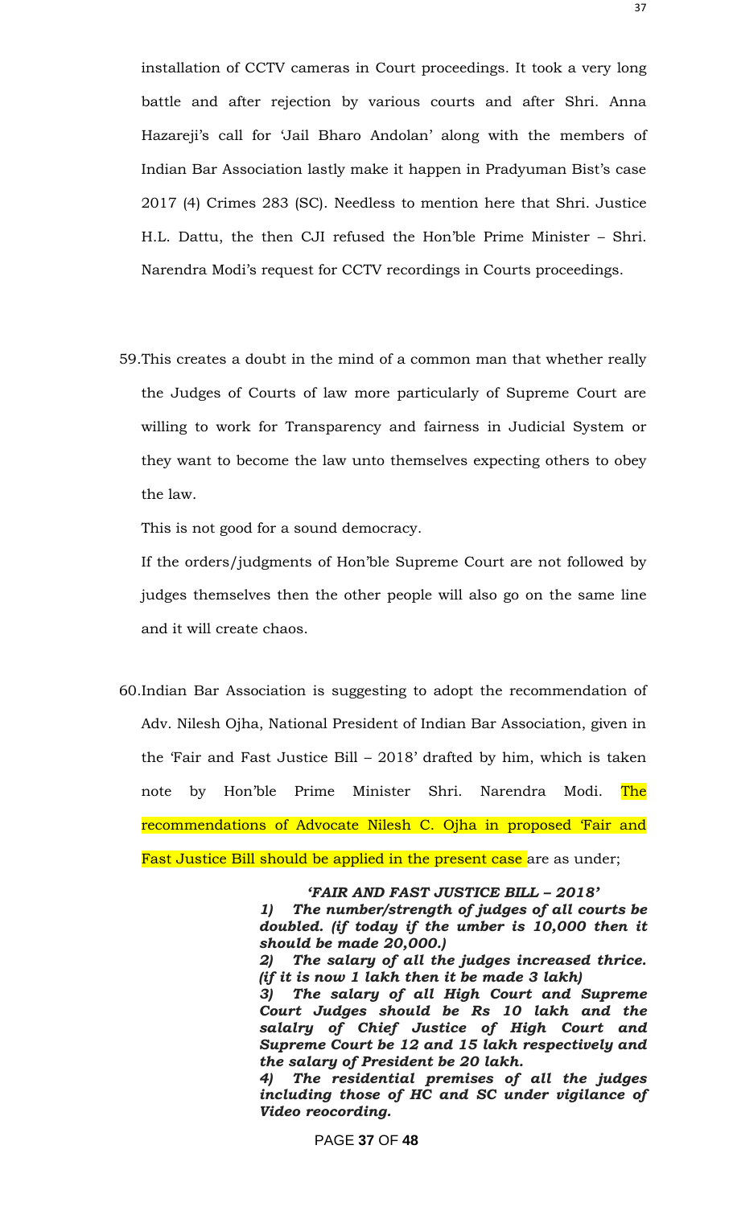installation of CCTV cameras in Court proceedings. It took a very long battle and after rejection by various courts and after Shri. Anna Hazareji's call for 'Jail Bharo Andolan' along with the members of Indian Bar Association lastly make it happen in Pradyuman Bist's case 2017 (4) Crimes 283 (SC). Needless to mention here that Shri. Justice H.L. Dattu, the then CJI refused the Hon'ble Prime Minister – Shri. Narendra Modi's request for CCTV recordings in Courts proceedings.

59.This creates a doubt in the mind of a common man that whether really the Judges of Courts of law more particularly of Supreme Court are willing to work for Transparency and fairness in Judicial System or they want to become the law unto themselves expecting others to obey the law.

This is not good for a sound democracy.

If the orders/judgments of Hon'ble Supreme Court are not followed by judges themselves then the other people will also go on the same line and it will create chaos.

60.Indian Bar Association is suggesting to adopt the recommendation of Adv. Nilesh Ojha, National President of Indian Bar Association, given in the 'Fair and Fast Justice Bill – 2018' drafted by him, which is taken note by Hon'ble Prime Minister Shri. Narendra Modi. The recommendations of Advocate Nilesh C. Ojha in proposed 'Fair and Fast Justice Bill should be applied in the present case are as under;

> ***'FAIR AND FAST JUSTICE BILL – 2018'***
>
> ***1) The number/strength of judges of all courts be doubled. (if today if the umber is 10,000 then it should be made 20,000.)***
>
> ***2) The salary of all the judges increased thrice. (if it is now 1 lakh then it be made 3 lakh)***
>
> ***3) The salary of all High Court and Supreme Court Judges should be Rs 10 lakh and the salalry of Chief Justice of High Court and Supreme Court be 12 and 15 lakh respectively and the salary of President be 20 lakh.***
>
> ***4) The residential premises of all the judges including those of HC and SC under vigilance of Video reocording.***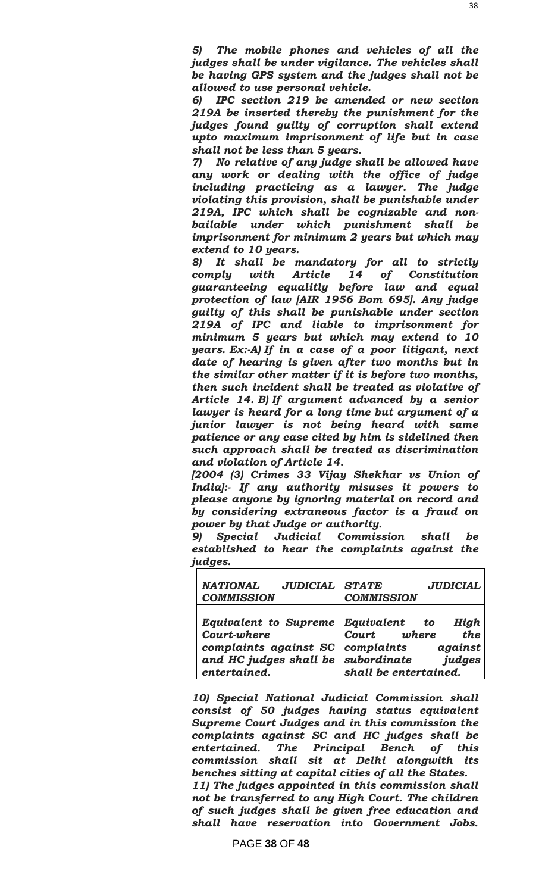*5) The mobile phones and vehicles of all the judges shall be under vigilance. The vehicles shall be having GPS system and the judges shall not be allowed to use personal vehicle.*

*6) IPC section 219 be amended or new section 219A be inserted thereby the punishment for the judges found guilty of corruption shall extend upto maximum imprisonment of life but in case shall not be less than 5 years.*

*7) No relative of any judge shall be allowed have any work or dealing with the office of judge including practicing as a lawyer. The judge violating this provision, shall be punishable under 219A, IPC which shall be cognizable and non-bailable under which punishment shall be imprisonment for minimum 2 years but which may extend to 10 years.*

*8) It shall be mandatory for all to strictly comply with Article 14 of Constitution guaranteeing equalitly before law and equal protection of law [AIR 1956 Bom 695]. Any judge guilty of this shall be punishable under section 219A of IPC and liable to imprisonment for minimum 5 years but which may extend to 10 years. Ex:-A) If in a case of a poor litigant, next date of hearing is given after two months but in the similar other matter if it is before two months, then such incident shall be treated as violative of Article 14. B) If argument advanced by a senior lawyer is heard for a long time but argument of a junior lawyer is not being heard with same patience or any case cited by him is sidelined then such approach shall be treated as discrimination and violation of Article 14.*

*[2004 (3) Crimes 33 Vijay Shekhar vs Union of India]:- If any authority misuses it powers to please anyone by ignoring material on record and by considering extraneous factor is a fraud on power by that Judge or authority.*

*9) Special Judicial Commission shall be established to hear the complaints against the judges.*

| *NATIONAL JUDICIAL COMMISSION* | *STATE JUDICIAL COMMISSION* |
|---|---|
| *Equivalent to Supreme Court-where complaints against SC and HC judges shall be entertained.* | *Equivalent to High Court where the complaints against subordinate judges shall be entertained.* |

*10) Special National Judicial Commission shall consist of 50 judges having status equivalent Supreme Court Judges and in this commission the complaints against SC and HC judges shall be entertained. The Principal Bench of this commission shall sit at Delhi alongwith its benches sitting at capital cities of all the States.*

*11) The judges appointed in this commission shall not be transferred to any High Court. The children of such judges shall be given free education and shall have reservation into Government Jobs.*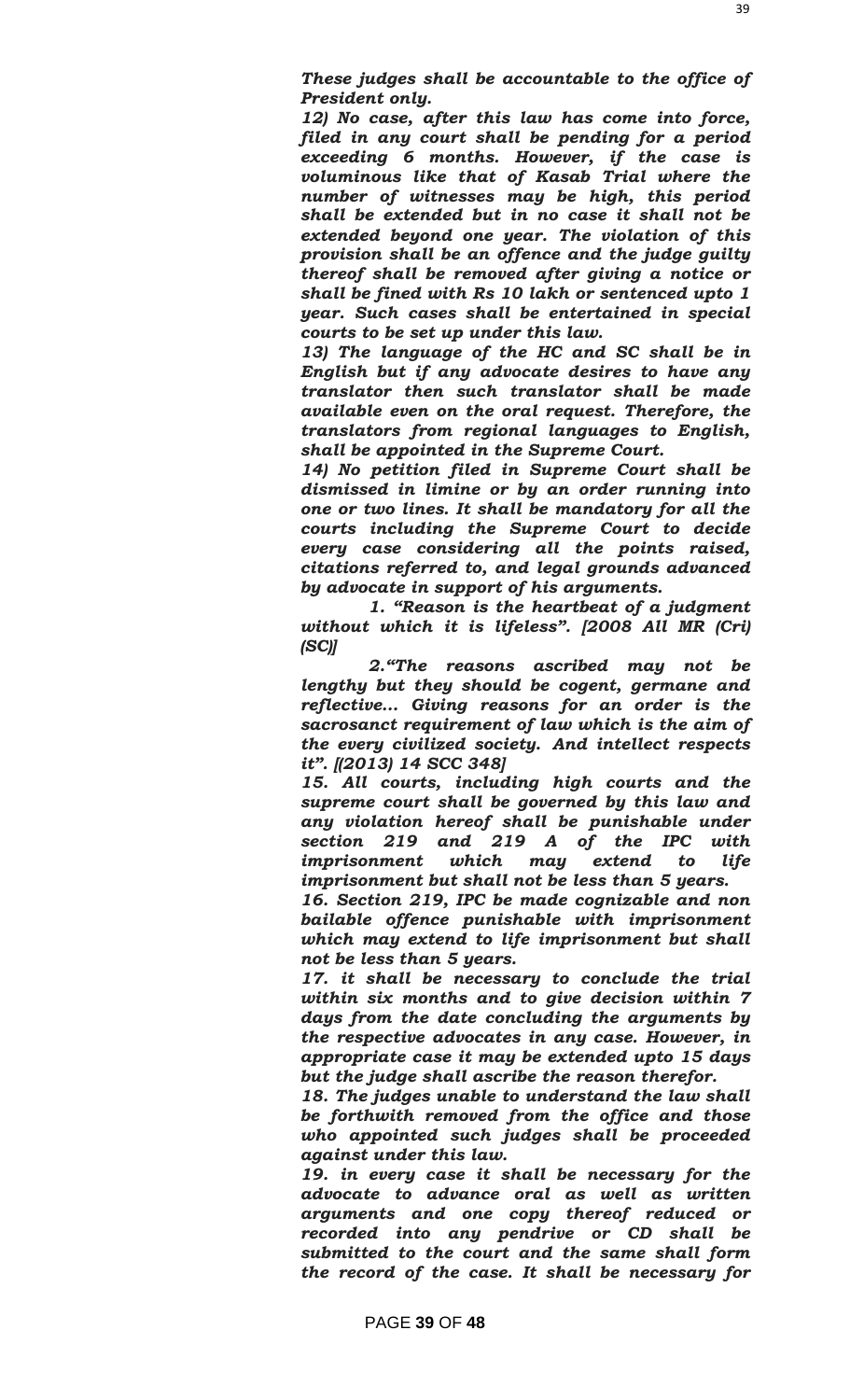***These judges shall be accountable to the office of President only.***

***12) No case, after this law has come into force, filed in any court shall be pending for a period exceeding 6 months. However, if the case is voluminous like that of Kasab Trial where the number of witnesses may be high, this period shall be extended but in no case it shall not be extended beyond one year. The violation of this provision shall be an offence and the judge guilty thereof shall be removed after giving a notice or shall be fined with Rs 10 lakh or sentenced upto 1 year. Such cases shall be entertained in special courts to be set up under this law.***

***13) The language of the HC and SC shall be in English but if any advocate desires to have any translator then such translator shall be made available even on the oral request. Therefore, the translators from regional languages to English, shall be appointed in the Supreme Court.***

***14) No petition filed in Supreme Court shall be dismissed in limine or by an order running into one or two lines. It shall be mandatory for all the courts including the Supreme Court to decide every case considering all the points raised, citations referred to, and legal grounds advanced by advocate in support of his arguments.***

> ***1. "Reason is the heartbeat of a judgment without which it is lifeless". [2008 All MR (Cri) (SC)]***
>
> ***2."The reasons ascribed may not be lengthy but they should be cogent, germane and reflective... Giving reasons for an order is the sacrosanct requirement of law which is the aim of the every civilized society. And intellect respects it". [(2013) 14 SCC 348]***

***15. All courts, including high courts and the supreme court shall be governed by this law and any violation hereof shall be punishable under section 219 and 219 A of the IPC with imprisonment which may extend to life imprisonment but shall not be less than 5 years.***

***16. Section 219, IPC be made cognizable and non bailable offence punishable with imprisonment which may extend to life imprisonment but shall not be less than 5 years.***

***17. it shall be necessary to conclude the trial within six months and to give decision within 7 days from the date concluding the arguments by the respective advocates in any case. However, in appropriate case it may be extended upto 15 days but the judge shall ascribe the reason therefor.***

***18. The judges unable to understand the law shall be forthwith removed from the office and those who appointed such judges shall be proceeded against under this law.***

***19. in every case it shall be necessary for the advocate to advance oral as well as written arguments and one copy thereof reduced or recorded into any pendrive or CD shall be submitted to the court and the same shall form the record of the case. It shall be necessary for***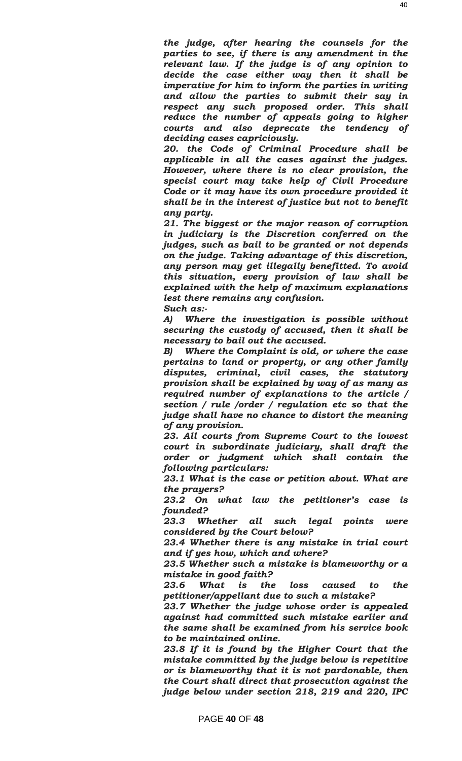*the judge, after hearing the counsels for the parties to see, if there is any amendment in the relevant law. If the judge is of any opinion to decide the case either way then it shall be imperative for him to inform the parties in writing and allow the parties to submit their say in respect any such proposed order. This shall reduce the number of appeals going to higher courts and also deprecate the tendency of deciding cases capriciously.*

*20. the Code of Criminal Procedure shall be applicable in all the cases against the judges. However, where there is no clear provision, the specisl court may take help of Civil Procedure Code or it may have its own procedure provided it shall be in the interest of justice but not to benefit any party.*

*21. The biggest or the major reason of corruption in judiciary is the Discretion conferred on the judges, such as bail to be granted or not depends on the judge. Taking advantage of this discretion, any person may get illegally benefitted. To avoid this situation, every provision of law shall be explained with the help of maximum explanations lest there remains any confusion.*

*Such as:-*

*A) Where the investigation is possible without securing the custody of accused, then it shall be necessary to bail out the accused.*

*B) Where the Complaint is old, or where the case pertains to land or property, or any other family disputes, criminal, civil cases, the statutory provision shall be explained by way of as many as required number of explanations to the article / section / rule /order / regulation etc so that the judge shall have no chance to distort the meaning of any provision.*

*23. All courts from Supreme Court to the lowest court in subordinate judiciary, shall draft the order or judgment which shall contain the following particulars:*

*23.1 What is the case or petition about. What are the prayers?*

*23.2 On what law the petitioner's case is founded?*

*23.3 Whether all such legal points were considered by the Court below?*

*23.4 Whether there is any mistake in trial court and if yes how, which and where?*

*23.5 Whether such a mistake is blameworthy or a mistake in good faith?*

*23.6 What is the loss caused to the petitioner/appellant due to such a mistake?*

*23.7 Whether the judge whose order is appealed against had committed such mistake earlier and the same shall be examined from his service book to be maintained online.*

*23.8 If it is found by the Higher Court that the mistake committed by the judge below is repetitive or is blameworthy that it is not pardonable, then the Court shall direct that prosecution against the judge below under section 218, 219 and 220, IPC*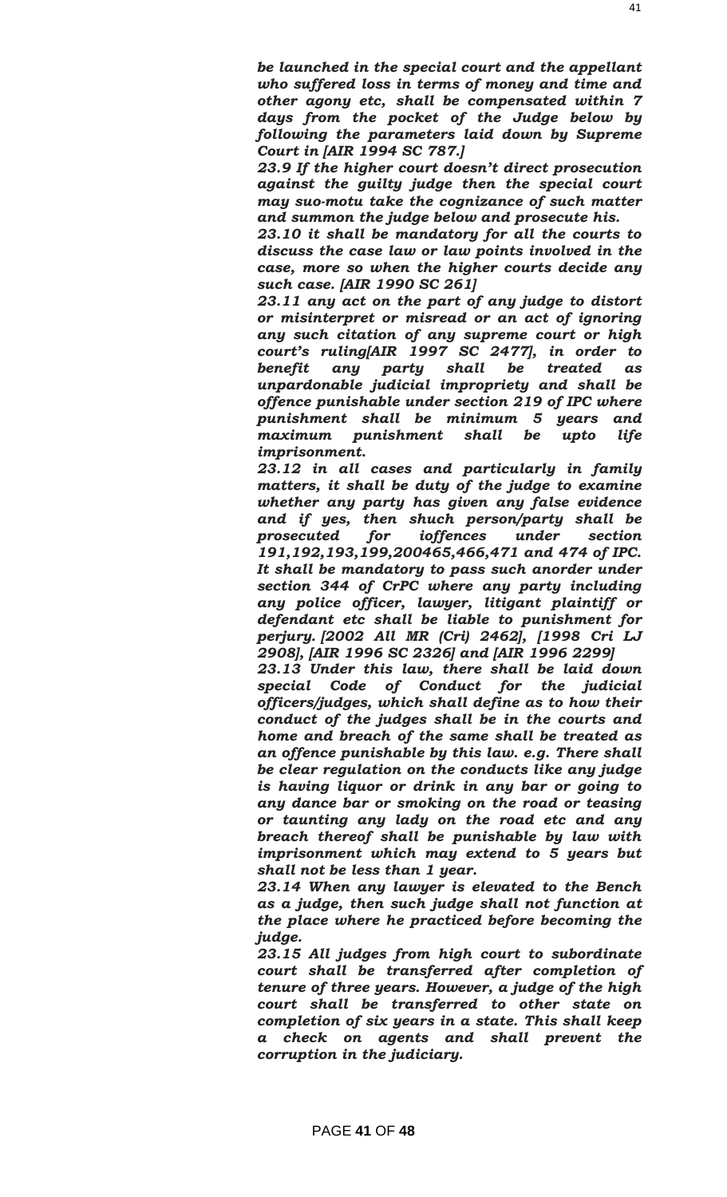*be launched in the special court and the appellant who suffered loss in terms of money and time and other agony etc, shall be compensated within 7 days from the pocket of the Judge below by following the parameters laid down by Supreme Court in [AIR 1994 SC 787.]*

*23.9 If the higher court doesn't direct prosecution against the guilty judge then the special court may suo-motu take the cognizance of such matter and summon the judge below and prosecute his.*

*23.10 it shall be mandatory for all the courts to discuss the case law or law points involved in the case, more so when the higher courts decide any such case. [AIR 1990 SC 261]*

*23.11 any act on the part of any judge to distort or misinterpret or misread or an act of ignoring any such citation of any supreme court or high court's ruling[AIR 1997 SC 2477], in order to benefit any party shall be treated as unpardonable judicial impropriety and shall be offence punishable under section 219 of IPC where punishment shall be minimum 5 years and maximum punishment shall be upto life imprisonment.*

*23.12 in all cases and particularly in family matters, it shall be duty of the judge to examine whether any party has given any false evidence and if yes, then shuch person/party shall be prosecuted for ioffences under section 191,192,193,199,200465,466,471 and 474 of IPC. It shall be mandatory to pass such anorder under section 344 of CrPC where any party including any police officer, lawyer, litigant plaintiff or defendant etc shall be liable to punishment for perjury. [2002 All MR (Cri) 2462], [1998 Cri LJ 2908], [AIR 1996 SC 2326] and [AIR 1996 2299]*

*23.13 Under this law, there shall be laid down special Code of Conduct for the judicial officers/judges, which shall define as to how their conduct of the judges shall be in the courts and home and breach of the same shall be treated as an offence punishable by this law. e.g. There shall be clear regulation on the conducts like any judge is having liquor or drink in any bar or going to any dance bar or smoking on the road or teasing or taunting any lady on the road etc and any breach thereof shall be punishable by law with imprisonment which may extend to 5 years but shall not be less than 1 year.*

*23.14 When any lawyer is elevated to the Bench as a judge, then such judge shall not function at the place where he practiced before becoming the judge.*

*23.15 All judges from high court to subordinate court shall be transferred after completion of tenure of three years. However, a judge of the high court shall be transferred to other state on completion of six years in a state. This shall keep a check on agents and shall prevent the corruption in the judiciary.*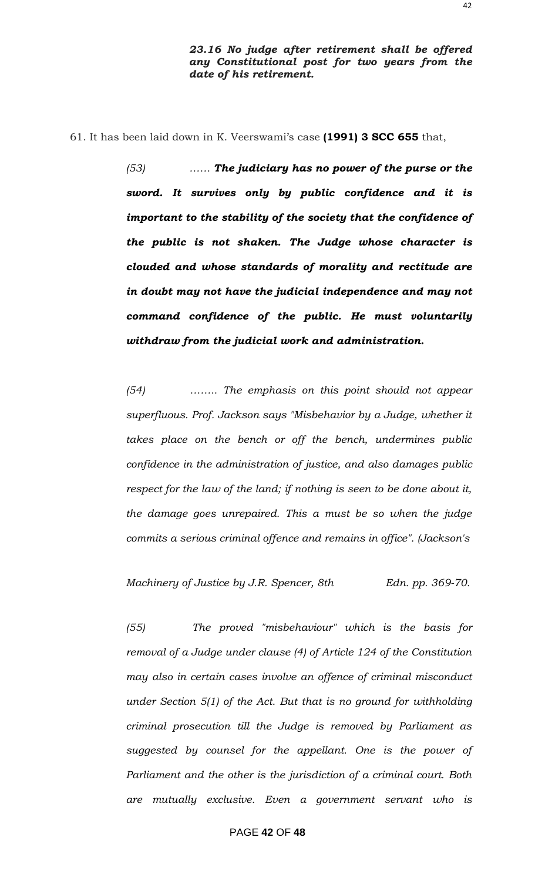***23.16 No judge after retirement shall be offered any Constitutional post for two years from the date of his retirement.***

61. It has been laid down in K. Veerswami's case **(1991) 3 SCC 655** that,

> *(53) ……* ***The judiciary has no power of the purse or the sword. It survives only by public confidence and it is important to the stability of the society that the confidence of the public is not shaken. The Judge whose character is clouded and whose standards of morality and rectitude are in doubt may not have the judicial independence and may not command confidence of the public. He must voluntarily withdraw from the judicial work and administration.***
>
> *(54) …….. The emphasis on this point should not appear superfluous. Prof. Jackson says "Misbehavior by a Judge, whether it takes place on the bench or off the bench, undermines public confidence in the administration of justice, and also damages public respect for the law of the land; if nothing is seen to be done about it, the damage goes unrepaired. This a must be so when the judge commits a serious criminal offence and remains in office". (Jackson's Machinery of Justice by J.R. Spencer, 8th Edn. pp. 369-70.*
>
> *(55) The proved "misbehaviour" which is the basis for removal of a Judge under clause (4) of Article 124 of the Constitution may also in certain cases involve an offence of criminal misconduct under Section 5(1) of the Act. But that is no ground for withholding criminal prosecution till the Judge is removed by Parliament as suggested by counsel for the appellant. One is the power of Parliament and the other is the jurisdiction of a criminal court. Both are mutually exclusive. Even a government servant who is*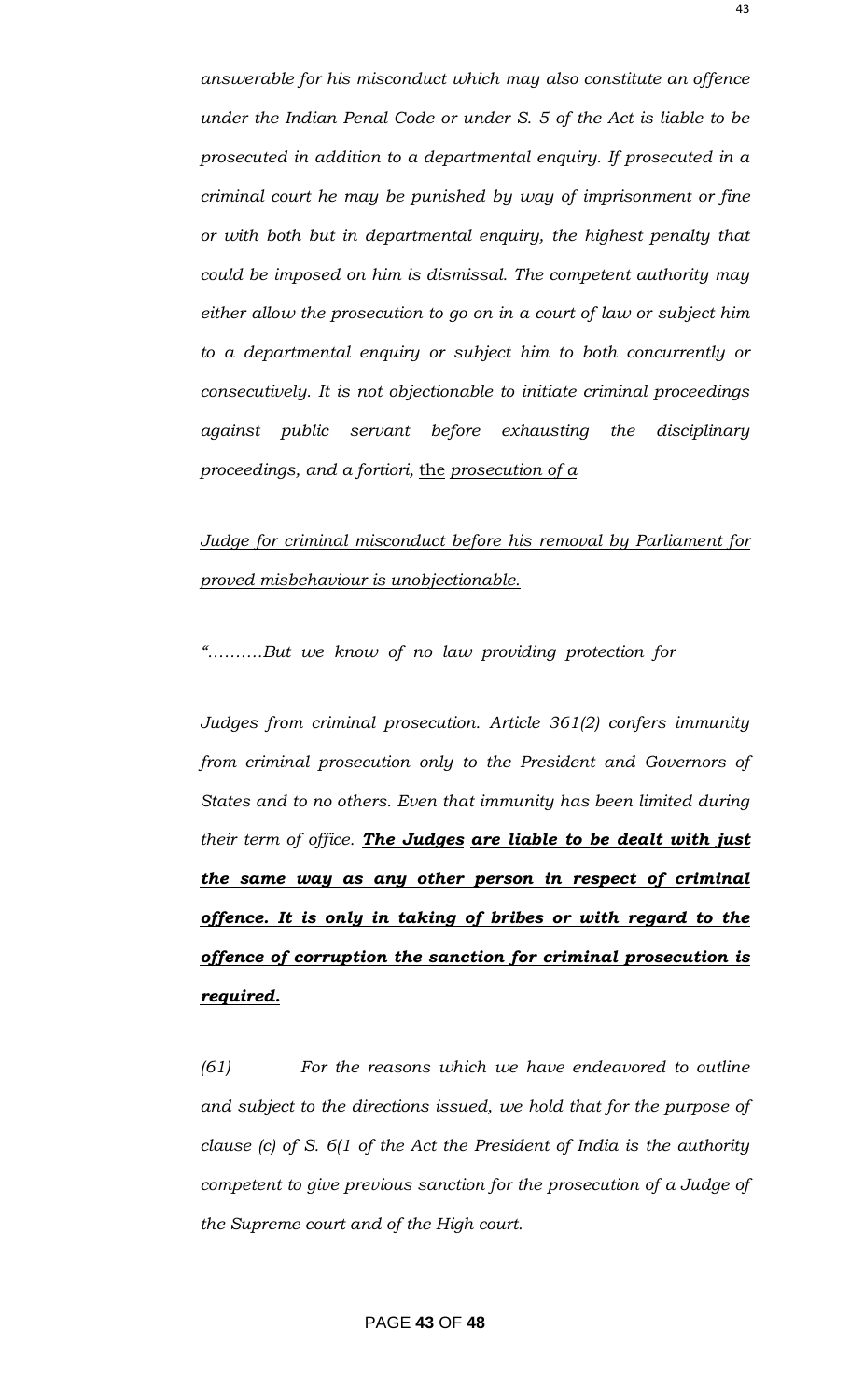*answerable for his misconduct which may also constitute an offence under the Indian Penal Code or under S. 5 of the Act is liable to be prosecuted in addition to a departmental enquiry. If prosecuted in a criminal court he may be punished by way of imprisonment or fine or with both but in departmental enquiry, the highest penalty that could be imposed on him is dismissal. The competent authority may either allow the prosecution to go on in a court of law or subject him to a departmental enquiry or subject him to both concurrently or consecutively. It is not objectionable to initiate criminal proceedings against public servant before exhausting the disciplinary proceedings, and a fortiori,* <u>the *prosecution of a*</u>

<u>*Judge for criminal misconduct before his removal by Parliament for proved misbehaviour is unobjectionable.*</u>

*"……….But we know of no law providing protection for*

*Judges from criminal prosecution. Article 361(2) confers immunity from criminal prosecution only to the President and Governors of States and to no others. Even that immunity has been limited during their term of office.* <u>***The Judges***</u> <u>***are liable to be dealt with just the same way as any other person in respect of criminal offence. It is only in taking of bribes or with regard to the offence of corruption the sanction for criminal prosecution is required.***</u>

*(61) For the reasons which we have endeavored to outline and subject to the directions issued, we hold that for the purpose of clause (c) of S. 6(1 of the Act the President of India is the authority competent to give previous sanction for the prosecution of a Judge of the Supreme court and of the High court.*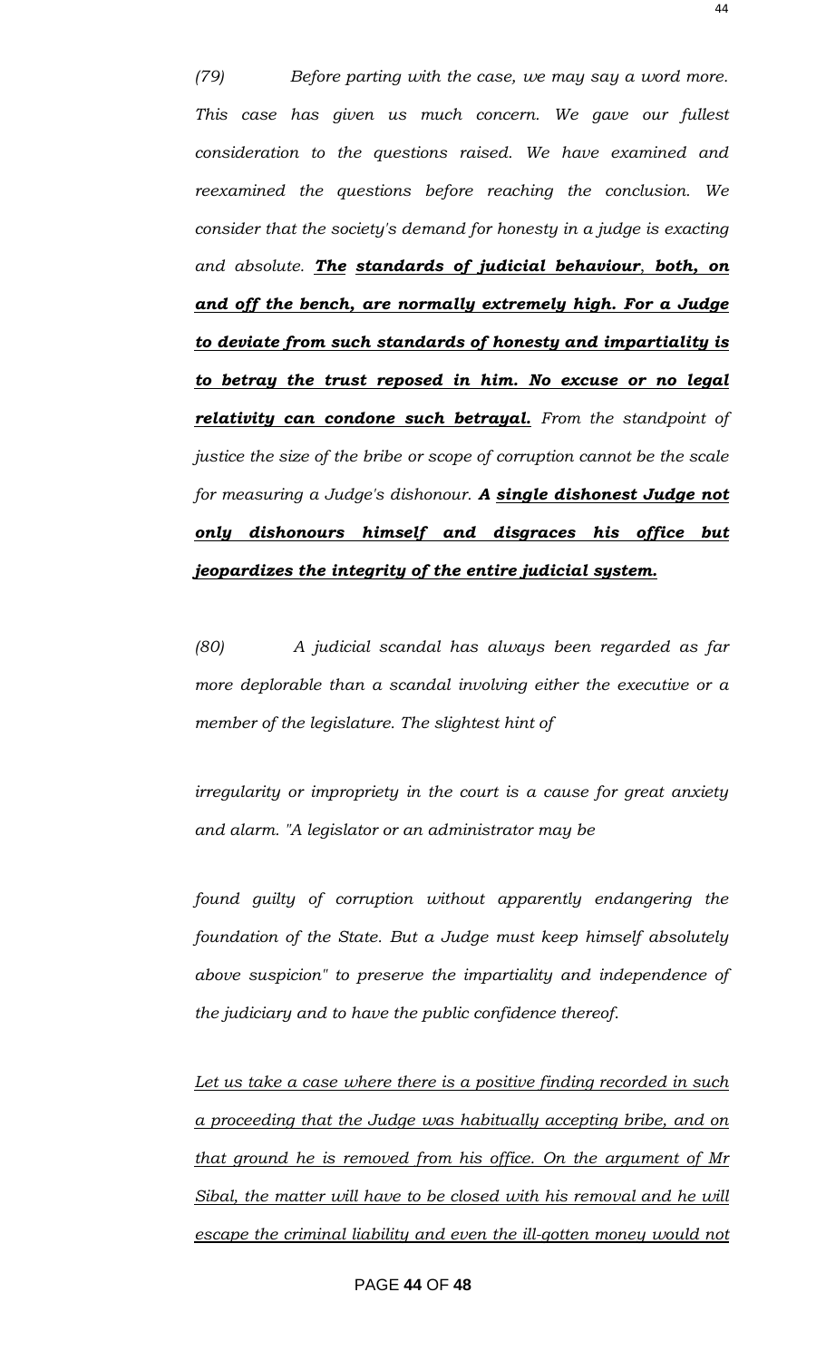*(79) Before parting with the case, we may say a word more. This case has given us much concern. We gave our fullest consideration to the questions raised. We have examined and reexamined the questions before reaching the conclusion. We consider that the society's demand for honesty in a judge is exacting and absolute.* ***<u>The standards of judicial behaviour, both, on and off the bench, are normally extremely high. For a Judge to deviate from such standards of honesty and impartiality is to betray the trust reposed in him. No excuse or no legal relativity can condone such betrayal.</u>*** *From the standpoint of justice the size of the bribe or scope of corruption cannot be the scale for measuring a Judge's dishonour.* ***A <u>single dishonest Judge not only dishonours himself and disgraces his office but jeopardizes the integrity of the entire judicial system.</u>***

*(80) A judicial scandal has always been regarded as far more deplorable than a scandal involving either the executive or a member of the legislature. The slightest hint of irregularity or impropriety in the court is a cause for great anxiety and alarm. "A legislator or an administrator may be found guilty of corruption without apparently endangering the foundation of the State. But a Judge must keep himself absolutely above suspicion" to preserve the impartiality and independence of the judiciary and to have the public confidence thereof.*

*<u>Let us take a case where there is a positive finding recorded in such a proceeding that the Judge was habitually accepting bribe, and on that ground he is removed from his office. On the argument of Mr Sibal, the matter will have to be closed with his removal and he will escape the criminal liability and even the ill-gotten money would not</u>*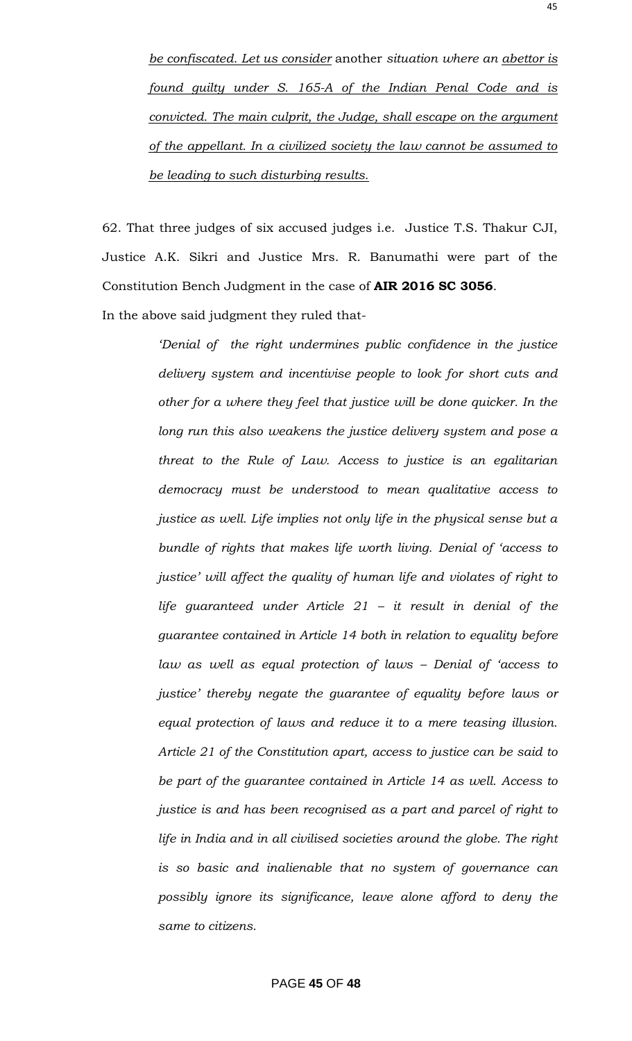*be confiscated. Let us consider* another *situation where an abettor is found guilty under S. 165-A of the Indian Penal Code and is convicted. The main culprit, the Judge, shall escape on the argument of the appellant. In a civilized society the law cannot be assumed to be leading to such disturbing results.*

62. That three judges of six accused judges i.e. Justice T.S. Thakur CJI, Justice A.K. Sikri and Justice Mrs. R. Banumathi were part of the Constitution Bench Judgment in the case of **AIR 2016 SC 3056**.

In the above said judgment they ruled that-

> *'Denial of the right undermines public confidence in the justice delivery system and incentivise people to look for short cuts and other for a where they feel that justice will be done quicker. In the long run this also weakens the justice delivery system and pose a threat to the Rule of Law. Access to justice is an egalitarian democracy must be understood to mean qualitative access to justice as well. Life implies not only life in the physical sense but a bundle of rights that makes life worth living. Denial of 'access to justice' will affect the quality of human life and violates of right to life guaranteed under Article 21 – it result in denial of the guarantee contained in Article 14 both in relation to equality before law as well as equal protection of laws – Denial of 'access to justice' thereby negate the guarantee of equality before laws or equal protection of laws and reduce it to a mere teasing illusion. Article 21 of the Constitution apart, access to justice can be said to be part of the guarantee contained in Article 14 as well. Access to justice is and has been recognised as a part and parcel of right to life in India and in all civilised societies around the globe. The right is so basic and inalienable that no system of governance can possibly ignore its significance, leave alone afford to deny the same to citizens.*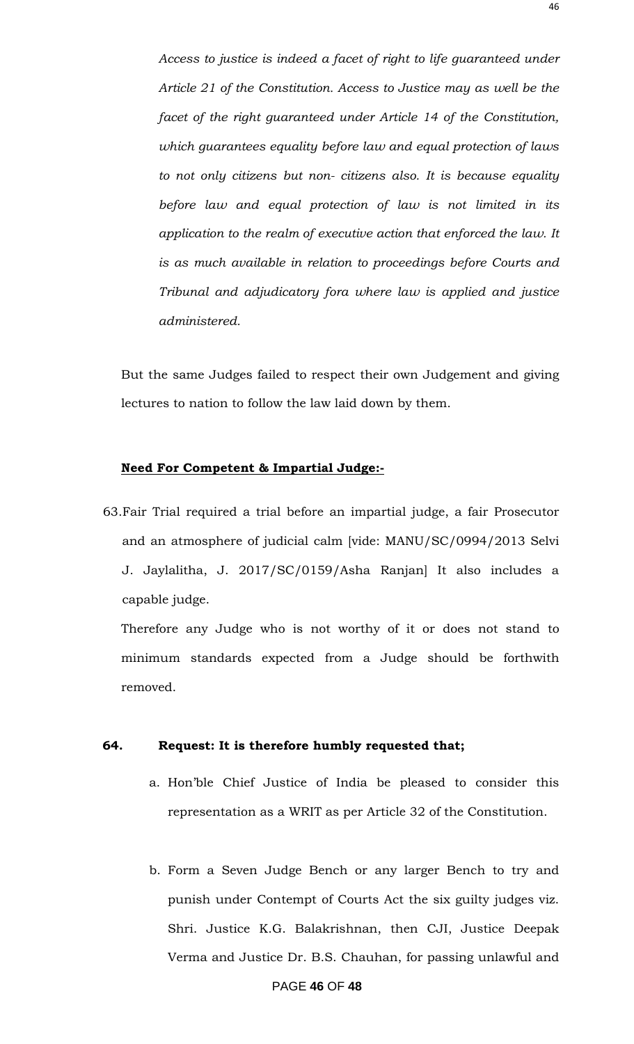*Access to justice is indeed a facet of right to life guaranteed under Article 21 of the Constitution. Access to Justice may as well be the facet of the right guaranteed under Article 14 of the Constitution, which guarantees equality before law and equal protection of laws to not only citizens but non- citizens also. It is because equality before law and equal protection of law is not limited in its application to the realm of executive action that enforced the law. It is as much available in relation to proceedings before Courts and Tribunal and adjudicatory fora where law is applied and justice administered.*

But the same Judges failed to respect their own Judgement and giving lectures to nation to follow the law laid down by them.

**Need For Competent & Impartial Judge:-**

63. Fair Trial required a trial before an impartial judge, a fair Prosecutor and an atmosphere of judicial calm [vide: MANU/SC/0994/2013 Selvi J. Jaylalitha, J. 2017/SC/0159/Asha Ranjan] It also includes a capable judge.

Therefore any Judge who is not worthy of it or does not stand to minimum standards expected from a Judge should be forthwith removed.

**64. Request: It is therefore humbly requested that;**

a. Hon'ble Chief Justice of India be pleased to consider this representation as a WRIT as per Article 32 of the Constitution.

b. Form a Seven Judge Bench or any larger Bench to try and punish under Contempt of Courts Act the six guilty judges viz. Shri. Justice K.G. Balakrishnan, then CJI, Justice Deepak Verma and Justice Dr. B.S. Chauhan, for passing unlawful and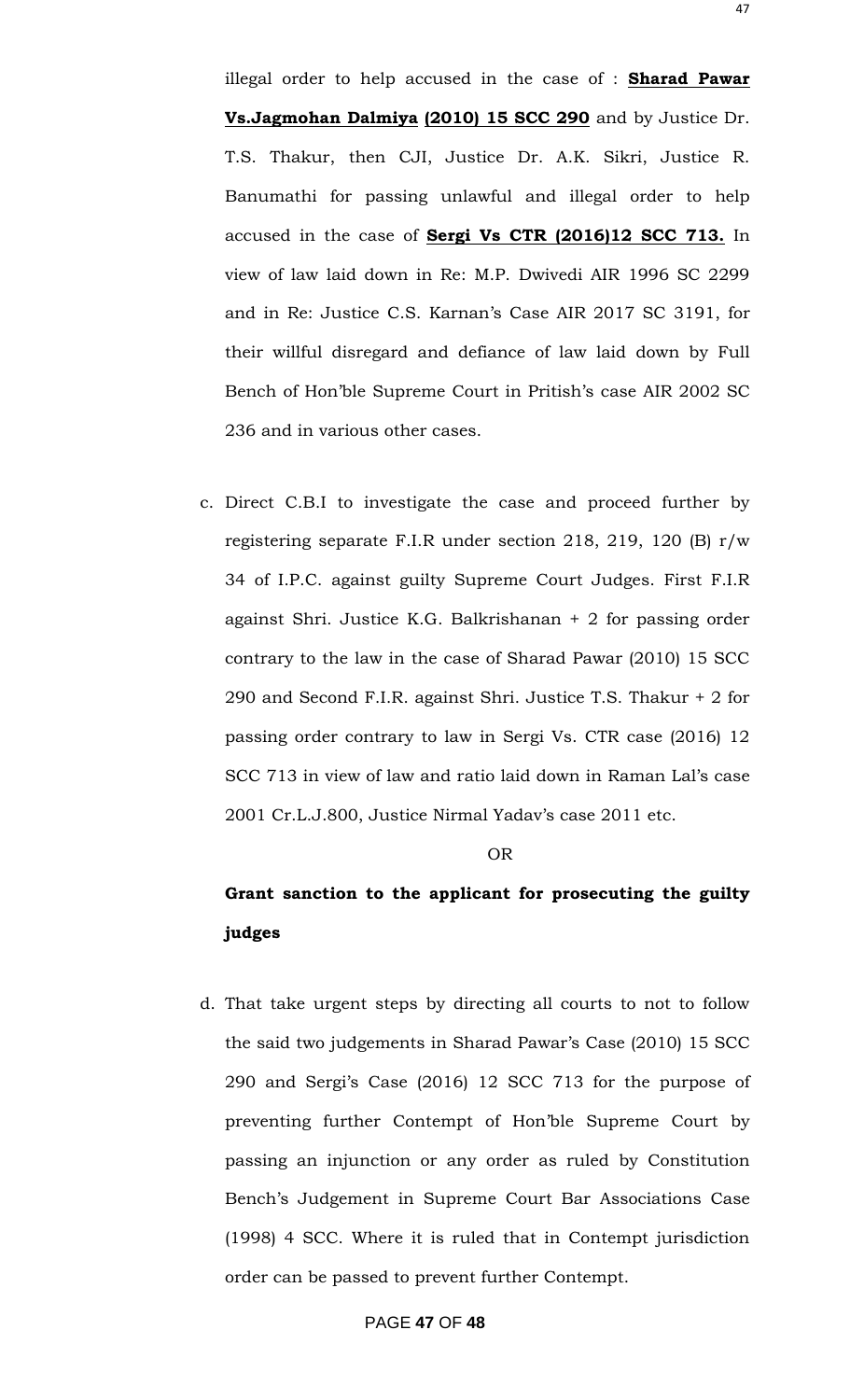illegal order to help accused in the case of : **Sharad Pawar Vs.Jagmohan Dalmiya (2010) 15 SCC 290** and by Justice Dr. T.S. Thakur, then CJI, Justice Dr. A.K. Sikri, Justice R. Banumathi for passing unlawful and illegal order to help accused in the case of **Sergi Vs CTR (2016)12 SCC 713.** In view of law laid down in Re: M.P. Dwivedi AIR 1996 SC 2299 and in Re: Justice C.S. Karnan's Case AIR 2017 SC 3191, for their willful disregard and defiance of law laid down by Full Bench of Hon'ble Supreme Court in Pritish's case AIR 2002 SC 236 and in various other cases.

c. Direct C.B.I to investigate the case and proceed further by registering separate F.I.R under section 218, 219, 120 (B) r/w 34 of I.P.C. against guilty Supreme Court Judges. First F.I.R against Shri. Justice K.G. Balkrishanan + 2 for passing order contrary to the law in the case of Sharad Pawar (2010) 15 SCC 290 and Second F.I.R. against Shri. Justice T.S. Thakur + 2 for passing order contrary to law in Sergi Vs. CTR case (2016) 12 SCC 713 in view of law and ratio laid down in Raman Lal's case 2001 Cr.L.J.800, Justice Nirmal Yadav's case 2011 etc.

OR

**Grant sanction to the applicant for prosecuting the guilty judges**

d. That take urgent steps by directing all courts to not to follow the said two judgements in Sharad Pawar's Case (2010) 15 SCC 290 and Sergi's Case (2016) 12 SCC 713 for the purpose of preventing further Contempt of Hon'ble Supreme Court by passing an injunction or any order as ruled by Constitution Bench's Judgement in Supreme Court Bar Associations Case (1998) 4 SCC. Where it is ruled that in Contempt jurisdiction order can be passed to prevent further Contempt.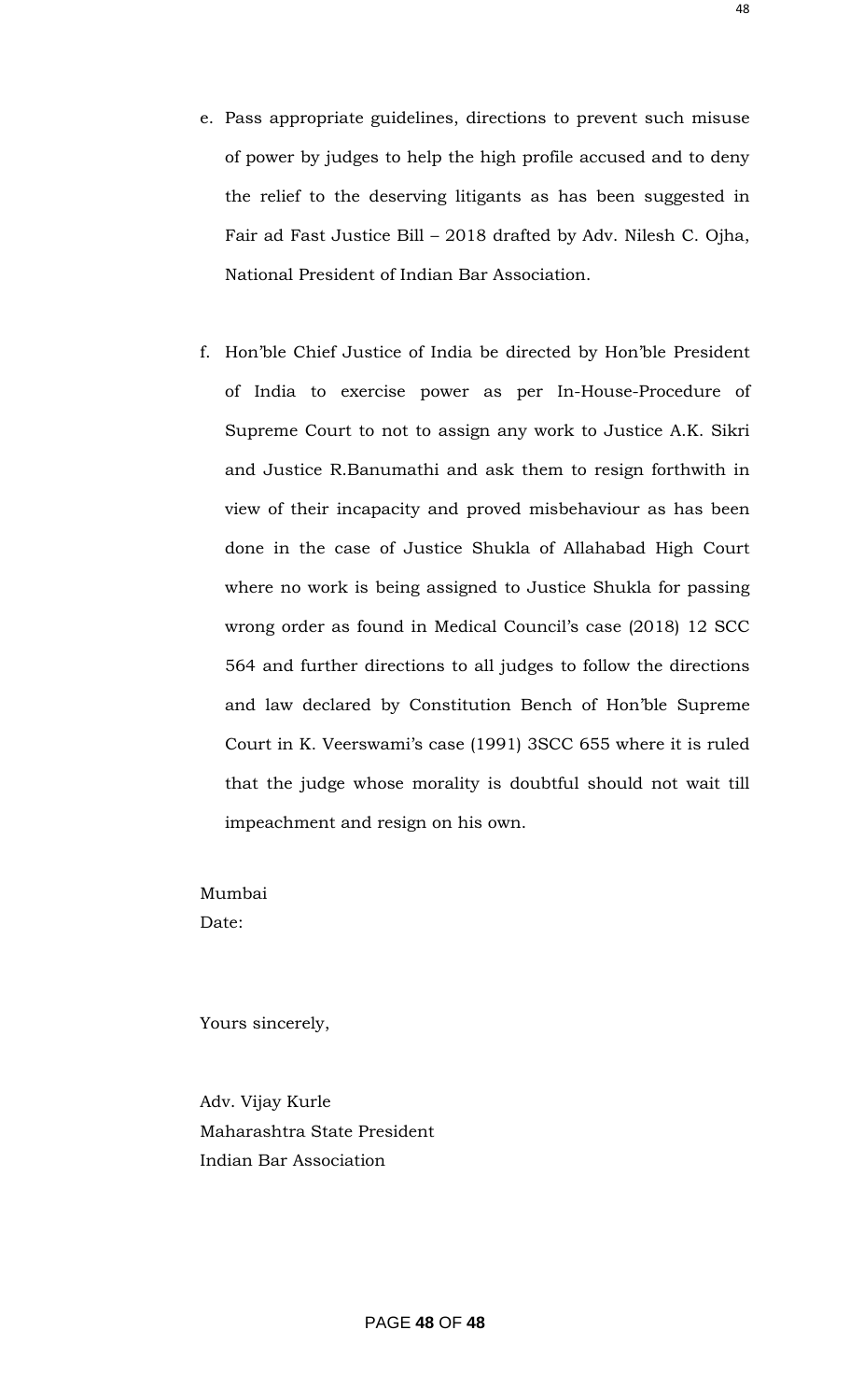e. Pass appropriate guidelines, directions to prevent such misuse of power by judges to help the high profile accused and to deny the relief to the deserving litigants as has been suggested in Fair ad Fast Justice Bill – 2018 drafted by Adv. Nilesh C. Ojha, National President of Indian Bar Association.

f. Hon'ble Chief Justice of India be directed by Hon'ble President of India to exercise power as per In-House-Procedure of Supreme Court to not to assign any work to Justice A.K. Sikri and Justice R.Banumathi and ask them to resign forthwith in view of their incapacity and proved misbehaviour as has been done in the case of Justice Shukla of Allahabad High Court where no work is being assigned to Justice Shukla for passing wrong order as found in Medical Council's case (2018) 12 SCC 564 and further directions to all judges to follow the directions and law declared by Constitution Bench of Hon'ble Supreme Court in K. Veerswami's case (1991) 3SCC 655 where it is ruled that the judge whose morality is doubtful should not wait till impeachment and resign on his own.

Mumbai
Date:

Yours sincerely,

Adv. Vijay Kurle
Maharashtra State President
Indian Bar Association